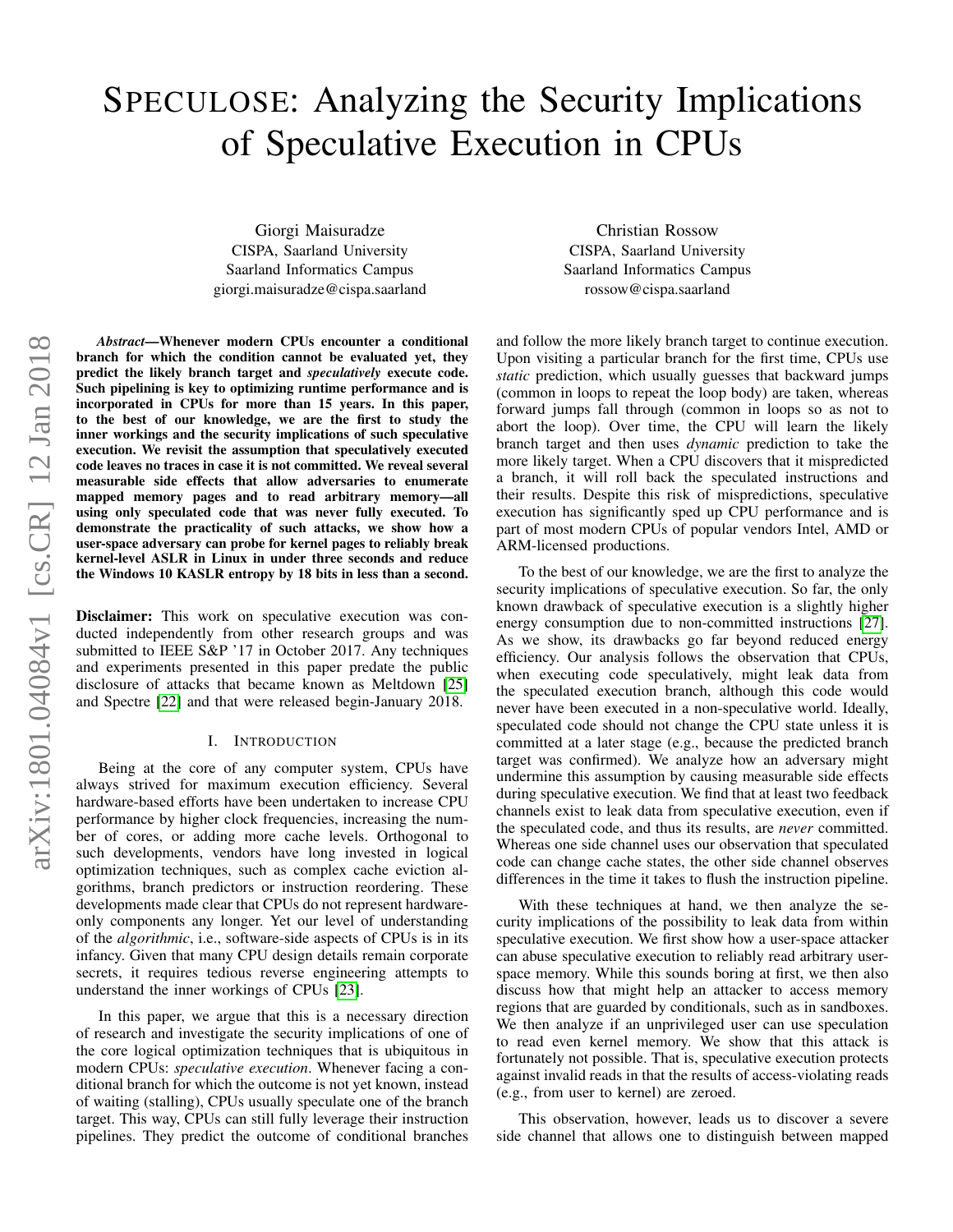# SPECULOSE: Analyzing the Security Implications of Speculative Execution in CPUs

Giorgi Maisuradze
CISPA, Saarland University
Saarland Informatics Campus
giorgi.maisuradze@cispa.saarland

Christian Rossow
CISPA, Saarland University
Saarland Informatics Campus
rossow@cispa.saarland

***Abstract*—Whenever modern CPUs encounter a conditional branch for which the condition cannot be evaluated yet, they predict the likely branch target and *speculatively* execute code. Such pipelining is key to optimizing runtime performance and is incorporated in CPUs for more than 15 years. In this paper, to the best of our knowledge, we are the first to study the inner workings and the security implications of such speculative execution. We revisit the assumption that speculatively executed code leaves no traces in case it is not committed. We reveal several measurable side effects that allow adversaries to enumerate mapped memory pages and to read arbitrary memory—all using only speculated code that was never fully executed. To demonstrate the practicality of such attacks, we show how a user-space adversary can probe for kernel pages to reliably break kernel-level ASLR in Linux in under three seconds and reduce the Windows 10 KASLR entropy by 18 bits in less than a second.**

**Disclaimer:** This work on speculative execution was conducted independently from other research groups and was submitted to IEEE S&P '17 in October 2017. Any techniques and experiments presented in this paper predate the public disclosure of attacks that became known as Meltdown [25] and Spectre [22] and that were released begin-January 2018.

## I. INTRODUCTION

Being at the core of any computer system, CPUs have always strived for maximum execution efficiency. Several hardware-based efforts have been undertaken to increase CPU performance by higher clock frequencies, increasing the number of cores, or adding more cache levels. Orthogonal to such developments, vendors have long invested in logical optimization techniques, such as complex cache eviction algorithms, branch predictors or instruction reordering. These developments made clear that CPUs do not represent hardware-only components any longer. Yet our level of understanding of the *algorithmic*, i.e., software-side aspects of CPUs is in its infancy. Given that many CPU design details remain corporate secrets, it requires tedious reverse engineering attempts to understand the inner workings of CPUs [23].

In this paper, we argue that this is a necessary direction of research and investigate the security implications of one of the core logical optimization techniques that is ubiquitous in modern CPUs: *speculative execution*. Whenever facing a conditional branch for which the outcome is not yet known, instead of waiting (stalling), CPUs usually speculate one of the branch target. This way, CPUs can still fully leverage their instruction pipelines. They predict the outcome of conditional branches and follow the more likely branch target to continue execution. Upon visiting a particular branch for the first time, CPUs use *static* prediction, which usually guesses that backward jumps (common in loops to repeat the loop body) are taken, whereas forward jumps fall through (common in loops so as not to abort the loop). Over time, the CPU will learn the likely branch target and then uses *dynamic* prediction to take the more likely target. When a CPU discovers that it mispredicted a branch, it will roll back the speculated instructions and their results. Despite this risk of mispredictions, speculative execution has significantly sped up CPU performance and is part of most modern CPUs of popular vendors Intel, AMD or ARM-licensed productions.

To the best of our knowledge, we are the first to analyze the security implications of speculative execution. So far, the only known drawback of speculative execution is a slightly higher energy consumption due to non-committed instructions [27]. As we show, its drawbacks go far beyond reduced energy efficiency. Our analysis follows the observation that CPUs, when executing code speculatively, might leak data from the speculated execution branch, although this code would never have been executed in a non-speculative world. Ideally, speculated code should not change the CPU state unless it is committed at a later stage (e.g., because the predicted branch target was confirmed). We analyze how an adversary might undermine this assumption by causing measurable side effects during speculative execution. We find that at least two feedback channels exist to leak data from speculative execution, even if the speculated code, and thus its results, are *never* committed. Whereas one side channel uses our observation that speculated code can change cache states, the other side channel observes differences in the time it takes to flush the instruction pipeline.

With these techniques at hand, we then analyze the security implications of the possibility to leak data from within speculative execution. We first show how a user-space attacker can abuse speculative execution to reliably read arbitrary user-space memory. While this sounds boring at first, we then also discuss how that might help an attacker to access memory regions that are guarded by conditionals, such as in sandboxes. We then analyze if an unprivileged user can use speculation to read even kernel memory. We show that this attack is fortunately not possible. That is, speculative execution protects against invalid reads in that the results of access-violating reads (e.g., from user to kernel) are zeroed.

This observation, however, leads us to discover a severe side channel that allows one to distinguish between mapped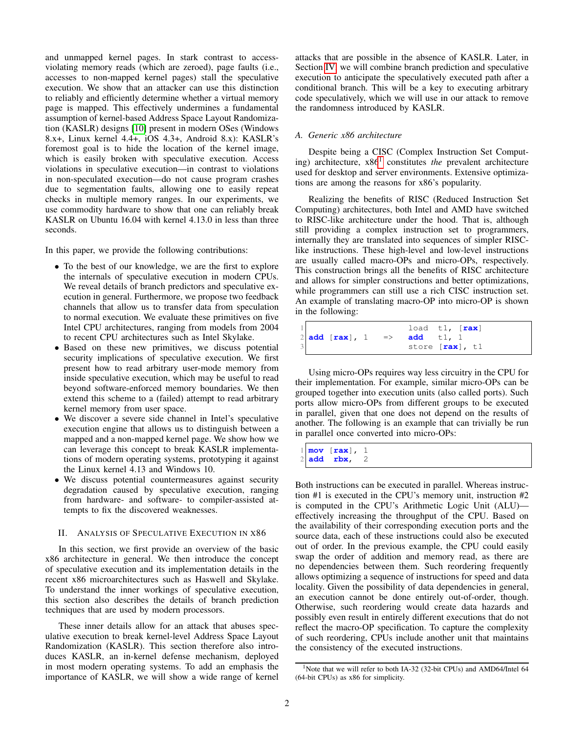and unmapped kernel pages. In stark contrast to access-violating memory reads (which are zeroed), page faults (i.e., accesses to non-mapped kernel pages) stall the speculative execution. We show that an attacker can use this distinction to reliably and efficiently determine whether a virtual memory page is mapped. This effectively undermines a fundamental assumption of kernel-based Address Space Layout Randomization (KASLR) designs [10] present in modern OSes (Windows 8.x+, Linux kernel 4.4+, iOS 4.3+, Android 8.x): KASLR's foremost goal is to hide the location of the kernel image, which is easily broken with speculative execution. Access violations in speculative execution—in contrast to violations in non-speculated execution—do not cause program crashes due to segmentation faults, allowing one to easily repeat checks in multiple memory ranges. In our experiments, we use commodity hardware to show that one can reliably break KASLR on Ubuntu 16.04 with kernel 4.13.0 in less than three seconds.

In this paper, we provide the following contributions:

- To the best of our knowledge, we are the first to explore the internals of speculative execution in modern CPUs. We reveal details of branch predictors and speculative execution in general. Furthermore, we propose two feedback channels that allow us to transfer data from speculation to normal execution. We evaluate these primitives on five Intel CPU architectures, ranging from models from 2004 to recent CPU architectures such as Intel Skylake.
- Based on these new primitives, we discuss potential security implications of speculative execution. We first present how to read arbitrary user-mode memory from inside speculative execution, which may be useful to read beyond software-enforced memory boundaries. We then extend this scheme to a (failed) attempt to read arbitrary kernel memory from user space.
- We discover a severe side channel in Intel's speculative execution engine that allows us to distinguish between a mapped and a non-mapped kernel page. We show how we can leverage this concept to break KASLR implementations of modern operating systems, prototyping it against the Linux kernel 4.13 and Windows 10.
- We discuss potential countermeasures against security degradation caused by speculative execution, ranging from hardware- and software- to compiler-assisted attempts to fix the discovered weaknesses.

## II. Analysis of Speculative Execution in x86

In this section, we first provide an overview of the basic x86 architecture in general. We then introduce the concept of speculative execution and its implementation details in the recent x86 microarchitectures such as Haswell and Skylake. To understand the inner workings of speculative execution, this section also describes the details of branch prediction techniques that are used by modern processors.

These inner details allow for an attack that abuses speculative execution to break kernel-level Address Space Layout Randomization (KASLR). This section therefore also introduces KASLR, an in-kernel defense mechanism, deployed in most modern operating systems. To add an emphasis the importance of KASLR, we will show a wide range of kernel attacks that are possible in the absence of KASLR. Later, in Section IV, we will combine branch prediction and speculative execution to anticipate the speculatively executed path after a conditional branch. This will be a key to executing arbitrary code speculatively, which we will use in our attack to remove the randomness introduced by KASLR.

### A. Generic x86 architecture

Despite being a CISC (Complex Instruction Set Computing) architecture, x86[1] constitutes *the* prevalent architecture used for desktop and server environments. Extensive optimizations are among the reasons for x86's popularity.

Realizing the benefits of RISC (Reduced Instruction Set Computing) architectures, both Intel and AMD have switched to RISC-like architecture under the hood. That is, although still providing a complex instruction set to programmers, internally they are translated into sequences of simpler RISC-like instructions. These high-level and low-level instructions are usually called macro-OPs and micro-OPs, respectively. This construction brings all the benefits of RISC architecture and allows for simpler constructions and better optimizations, while programmers can still use a rich CISC instruction set. An example of translating macro-OP into micro-OP is shown in the following:

```
                            load  t1, [rax]
add [rax], 1       =>       add   t1, 1
                            store [rax], t1
```

Using micro-OPs requires way less circuitry in the CPU for their implementation. For example, similar micro-OPs can be grouped together into execution units (also called ports). Such ports allow micro-OPs from different groups to be executed in parallel, given that one does not depend on the results of another. The following is an example that can trivially be run in parallel once converted into micro-OPs:

```
mov [rax], 1
add rbx,   2
```

Both instructions can be executed in parallel. Whereas instruction #1 is executed in the CPU's memory unit, instruction #2 is computed in the CPU's Arithmetic Logic Unit (ALU)—effectively increasing the throughput of the CPU. Based on the availability of their corresponding execution ports and the source data, each of these instructions could also be executed out of order. In the previous example, the CPU could easily swap the order of addition and memory read, as there are no dependencies between them. Such reordering frequently allows optimizing a sequence of instructions for speed and data locality. Given the possibility of data dependencies in general, an execution cannot be done entirely out-of-order, though. Otherwise, such reordering would create data hazards and possibly even result in entirely different executions that do not reflect the macro-OP specification. To capture the complexity of such reordering, CPUs include another unit that maintains the consistency of the executed instructions.

[1] Note that we will refer to both IA-32 (32-bit CPUs) and AMD64/Intel 64 (64-bit CPUs) as x86 for simplicity.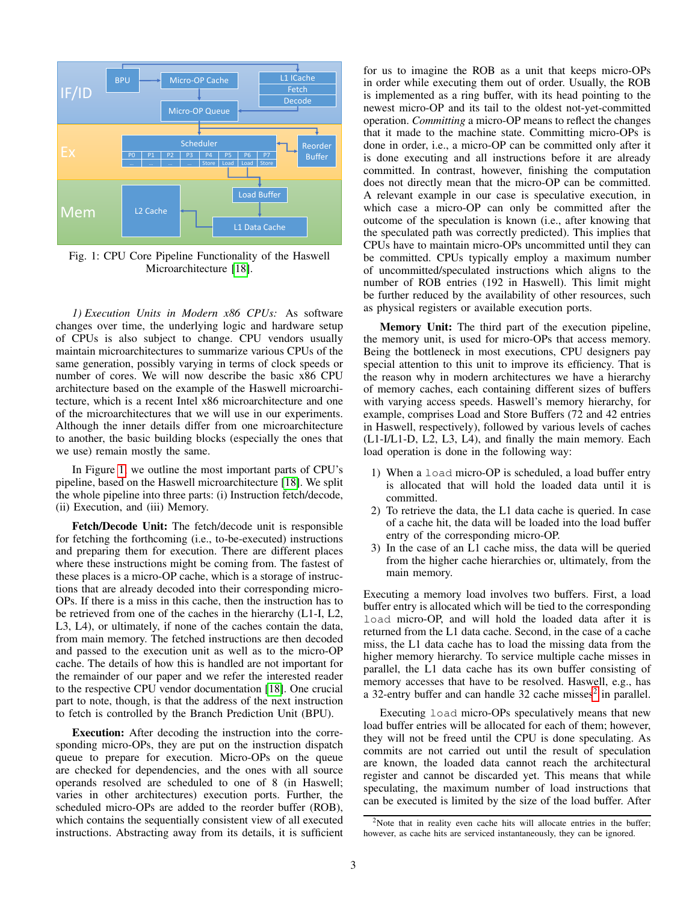Fig. 1: CPU Core Pipeline Functionality of the Haswell Microarchitecture [18].

*1) Execution Units in Modern x86 CPUs:* As software changes over time, the underlying logic and hardware setup of CPUs is also subject to change. CPU vendors usually maintain microarchitectures to summarize various CPUs of the same generation, possibly varying in terms of clock speeds or number of cores. We will now describe the basic x86 CPU architecture based on the example of the Haswell microarchitecture, which is a recent Intel x86 microarchitecture and one of the microarchitectures that we will use in our experiments. Although the inner details differ from one microarchitecture to another, the basic building blocks (especially the ones that we use) remain mostly the same.

In Figure 1, we outline the most important parts of CPU's pipeline, based on the Haswell microarchitecture [18]. We split the whole pipeline into three parts: (i) Instruction fetch/decode, (ii) Execution, and (iii) Memory.

**Fetch/Decode Unit:** The fetch/decode unit is responsible for fetching the forthcoming (i.e., to-be-executed) instructions and preparing them for execution. There are different places where these instructions might be coming from. The fastest of these places is a micro-OP cache, which is a storage of instructions that are already decoded into their corresponding micro-OPs. If there is a miss in this cache, then the instruction has to be retrieved from one of the caches in the hierarchy (L1-I, L2, L3, L4), or ultimately, if none of the caches contain the data, from main memory. The fetched instructions are then decoded and passed to the execution unit as well as to the micro-OP cache. The details of how this is handled are not important for the remainder of our paper and we refer the interested reader to the respective CPU vendor documentation [18]. One crucial part to note, though, is that the address of the next instruction to fetch is controlled by the Branch Prediction Unit (BPU).

**Execution:** After decoding the instruction into the corresponding micro-OPs, they are put on the instruction dispatch queue to prepare for execution. Micro-OPs on the queue are checked for dependencies, and the ones with all source operands resolved are scheduled to one of 8 (in Haswell; varies in other architectures) execution ports. Further, the scheduled micro-OPs are added to the reorder buffer (ROB), which contains the sequentially consistent view of all executed instructions. Abstracting away from its details, it is sufficient for us to imagine the ROB as a unit that keeps micro-OPs in order while executing them out of order. Usually, the ROB is implemented as a ring buffer, with its head pointing to the newest micro-OP and its tail to the oldest not-yet-committed operation. *Committing* a micro-OP means to reflect the changes that it made to the machine state. Committing micro-OPs is done in order, i.e., a micro-OP can be committed only after it is done executing and all instructions before it are already committed. In contrast, however, finishing the computation does not directly mean that the micro-OP can be committed. A relevant example in our case is speculative execution, in which case a micro-OP can only be committed after the outcome of the speculation is known (i.e., after knowing that the speculated path was correctly predicted). This implies that CPUs have to maintain micro-OPs uncommitted until they can be committed. CPUs typically employ a maximum number of uncommitted/speculated instructions which aligns to the number of ROB entries (192 in Haswell). This limit might be further reduced by the availability of other resources, such as physical registers or available execution ports.

**Memory Unit:** The third part of the execution pipeline, the memory unit, is used for micro-OPs that access memory. Being the bottleneck in most executions, CPU designers pay special attention to this unit to improve its efficiency. That is the reason why in modern architectures we have a hierarchy of memory caches, each containing different sizes of buffers with varying access speeds. Haswell's memory hierarchy, for example, comprises Load and Store Buffers (72 and 42 entries in Haswell, respectively), followed by various levels of caches (L1-I/L1-D, L2, L3, L4), and finally the main memory. Each load operation is done in the following way:

1) When a `load` micro-OP is scheduled, a load buffer entry is allocated that will hold the loaded data until it is committed.
2) To retrieve the data, the L1 data cache is queried. In case of a cache hit, the data will be loaded into the load buffer entry of the corresponding micro-OP.
3) In the case of an L1 cache miss, the data will be queried from the higher cache hierarchies or, ultimately, from the main memory.

Executing a memory load involves two buffers. First, a load buffer entry is allocated which will be tied to the corresponding `load` micro-OP, and will hold the loaded data after it is returned from the L1 data cache. Second, in the case of a cache miss, the L1 data cache has to load the missing data from the higher memory hierarchy. To service multiple cache misses in parallel, the L1 data cache has its own buffer consisting of memory accesses that have to be resolved. Haswell, e.g., has a 32-entry buffer and can handle 32 cache misses[2] in parallel.

Executing `load` micro-OPs speculatively means that new load buffer entries will be allocated for each of them; however, they will not be freed until the CPU is done speculating. As commits are not carried out until the result of speculation are known, the loaded data cannot reach the architectural register and cannot be discarded yet. This means that while speculating, the maximum number of load instructions that can be executed is limited by the size of the load buffer. After

[2] Note that in reality even cache hits will allocate entries in the buffer; however, as cache hits are serviced instantaneously, they can be ignored.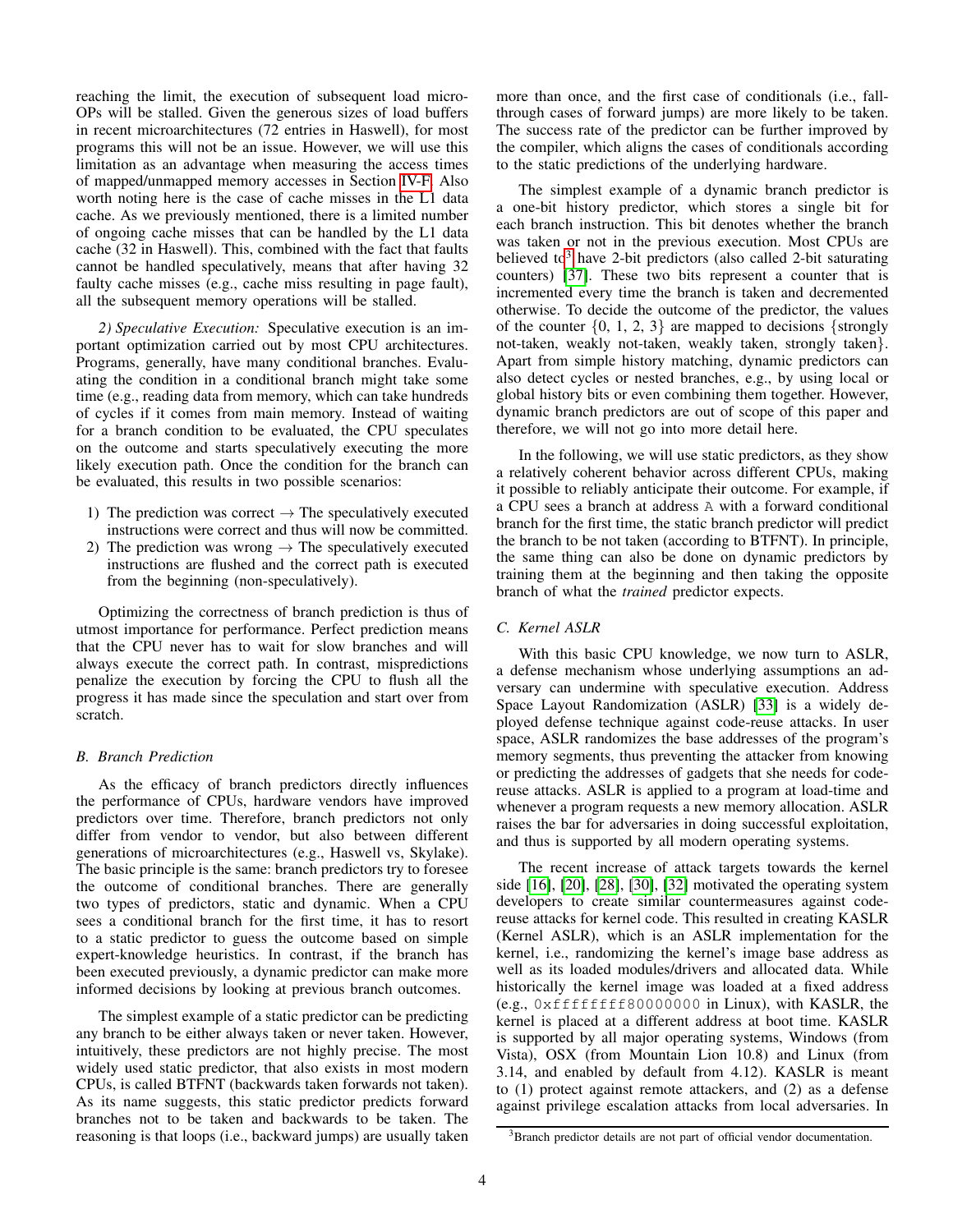reaching the limit, the execution of subsequent load micro-OPs will be stalled. Given the generous sizes of load buffers in recent microarchitectures (72 entries in Haswell), for most programs this will not be an issue. However, we will use this limitation as an advantage when measuring the access times of mapped/unmapped memory accesses in Section IV-F. Also worth noting here is the case of cache misses in the L1 data cache. As we previously mentioned, there is a limited number of ongoing cache misses that can be handled by the L1 data cache (32 in Haswell). This, combined with the fact that faults cannot be handled speculatively, means that after having 32 faulty cache misses (e.g., cache miss resulting in page fault), all the subsequent memory operations will be stalled.

*2) Speculative Execution:* Speculative execution is an important optimization carried out by most CPU architectures. Programs, generally, have many conditional branches. Evaluating the condition in a conditional branch might take some time (e.g., reading data from memory, which can take hundreds of cycles if it comes from main memory. Instead of waiting for a branch condition to be evaluated, the CPU speculates on the outcome and starts speculatively executing the more likely execution path. Once the condition for the branch can be evaluated, this results in two possible scenarios:

1) The prediction was correct → The speculatively executed instructions were correct and thus will now be committed.
2) The prediction was wrong → The speculatively executed instructions are flushed and the correct path is executed from the beginning (non-speculatively).

Optimizing the correctness of branch prediction is thus of utmost importance for performance. Perfect prediction means that the CPU never has to wait for slow branches and will always execute the correct path. In contrast, mispredictions penalize the execution by forcing the CPU to flush all the progress it has made since the speculation and start over from scratch.

### B. Branch Prediction

As the efficacy of branch predictors directly influences the performance of CPUs, hardware vendors have improved predictors over time. Therefore, branch predictors not only differ from vendor to vendor, but also between different generations of microarchitectures (e.g., Haswell vs, Skylake). The basic principle is the same: branch predictors try to foresee the outcome of conditional branches. There are generally two types of predictors, static and dynamic. When a CPU sees a conditional branch for the first time, it has to resort to a static predictor to guess the outcome based on simple expert-knowledge heuristics. In contrast, if the branch has been executed previously, a dynamic predictor can make more informed decisions by looking at previous branch outcomes.

The simplest example of a static predictor can be predicting any branch to be either always taken or never taken. However, intuitively, these predictors are not highly precise. The most widely used static predictor, that also exists in most modern CPUs, is called BTFNT (backwards taken forwards not taken). As its name suggests, this static predictor predicts forward branches not to be taken and backwards to be taken. The reasoning is that loops (i.e., backward jumps) are usually taken more than once, and the first case of conditionals (i.e., fall-through cases of forward jumps) are more likely to be taken. The success rate of the predictor can be further improved by the compiler, which aligns the cases of conditionals according to the static predictions of the underlying hardware.

The simplest example of a dynamic branch predictor is a one-bit history predictor, which stores a single bit for each branch instruction. This bit denotes whether the branch was taken or not in the previous execution. Most CPUs are believed to[3] have 2-bit predictors (also called 2-bit saturating counters) [37]. These two bits represent a counter that is incremented every time the branch is taken and decremented otherwise. To decide the outcome of the predictor, the values of the counter $\{0, 1, 2, 3\}$ are mapped to decisions {strongly not-taken, weakly not-taken, weakly taken, strongly taken}. Apart from simple history matching, dynamic predictors can also detect cycles or nested branches, e.g., by using local or global history bits or even combining them together. However, dynamic branch predictors are out of scope of this paper and therefore, we will not go into more detail here.

In the following, we will use static predictors, as they show a relatively coherent behavior across different CPUs, making it possible to reliably anticipate their outcome. For example, if a CPU sees a branch at address `A` with a forward conditional branch for the first time, the static branch predictor will predict the branch to be not taken (according to BTFNT). In principle, the same thing can also be done on dynamic predictors by training them at the beginning and then taking the opposite branch of what the *trained* predictor expects.

### C. Kernel ASLR

With this basic CPU knowledge, we now turn to ASLR, a defense mechanism whose underlying assumptions an adversary can undermine with speculative execution. Address Space Layout Randomization (ASLR) [33] is a widely deployed defense technique against code-reuse attacks. In user space, ASLR randomizes the base addresses of the program's memory segments, thus preventing the attacker from knowing or predicting the addresses of gadgets that she needs for code-reuse attacks. ASLR is applied to a program at load-time and whenever a program requests a new memory allocation. ASLR raises the bar for adversaries in doing successful exploitation, and thus is supported by all modern operating systems.

The recent increase of attack targets towards the kernel side [16], [20], [28], [30], [32] motivated the operating system developers to create similar countermeasures against code-reuse attacks for kernel code. This resulted in creating KASLR (Kernel ASLR), which is an ASLR implementation for the kernel, i.e., randomizing the kernel's image base address as well as its loaded modules/drivers and allocated data. While historically the kernel image was loaded at a fixed address (e.g., `0xffffffff80000000` in Linux), with KASLR, the kernel is placed at a different address at boot time. KASLR is supported by all major operating systems, Windows (from Vista), OSX (from Mountain Lion 10.8) and Linux (from 3.14, and enabled by default from 4.12). KASLR is meant to (1) protect against remote attackers, and (2) as a defense against privilege escalation attacks from local adversaries. In

[3]Branch predictor details are not part of official vendor documentation.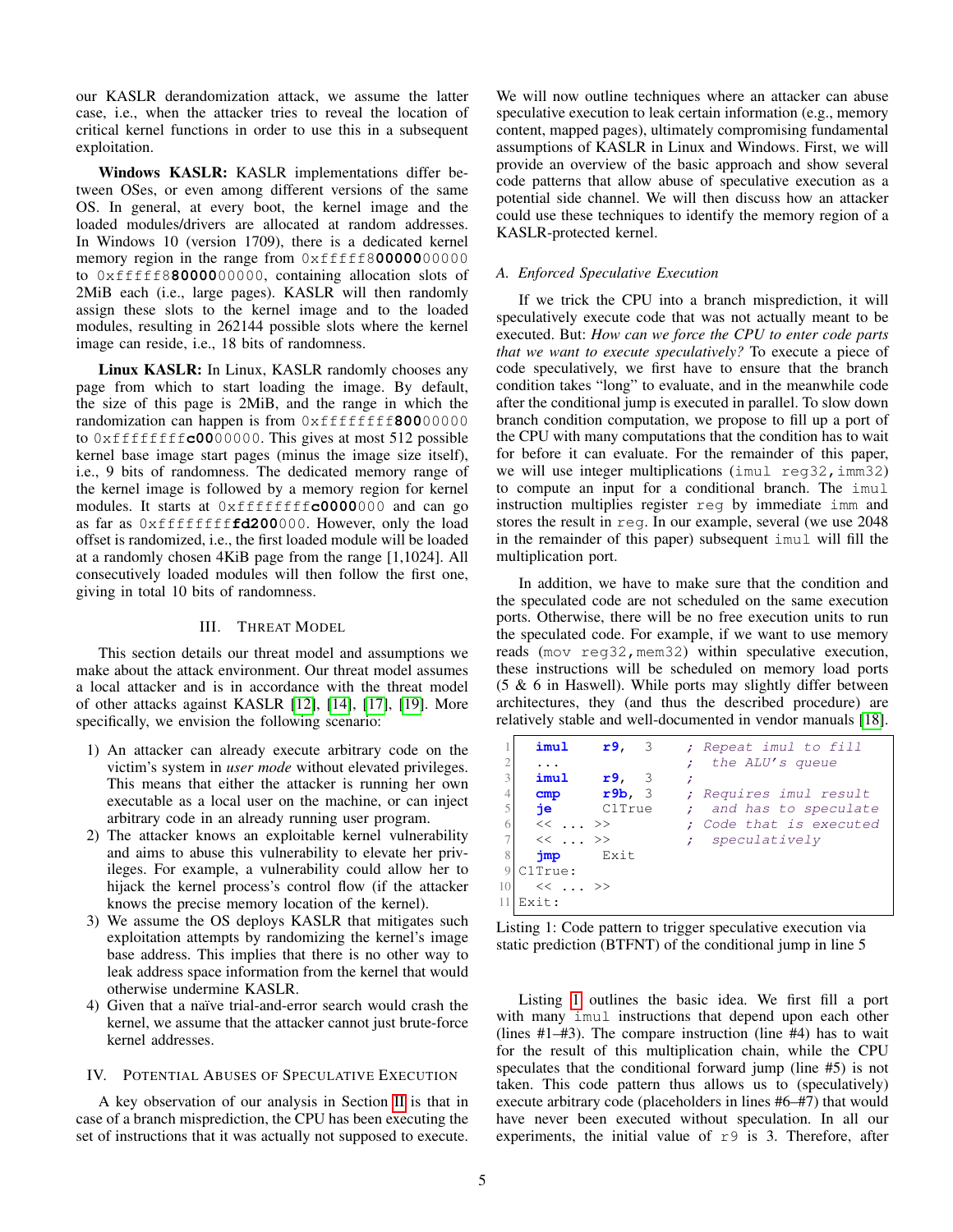our KASLR derandomization attack, we assume the latter case, i.e., when the attacker tries to reveal the location of critical kernel functions in order to use this in a subsequent exploitation.

**Windows KASLR:** KASLR implementations differ between OSes, or even among different versions of the same OS. In general, at every boot, the kernel image and the loaded modules/drivers are allocated at random addresses. In Windows 10 (version 1709), there is a dedicated kernel memory region in the range from 0xfffff8**0000**00000 to 0xfffff8**8000**00000, containing allocation slots of 2MiB each (i.e., large pages). KASLR will then randomly assign these slots to the kernel image and to the loaded modules, resulting in 262144 possible slots where the kernel image can reside, i.e., 18 bits of randomness.

**Linux KASLR:** In Linux, KASLR randomly chooses any page from which to start loading the image. By default, the size of this page is 2MiB, and the range in which the randomization can happen is from 0xffffffff**80**000000 to 0xffffffff**c0**000000. This gives at most 512 possible kernel base image start pages (minus the image size itself), i.e., 9 bits of randomness. The dedicated memory range of the kernel image is followed by a memory region for kernel modules. It starts at 0xffffffff**c0000**000 and can go as far as 0xffffffff**fd200**000. However, only the load offset is randomized, i.e., the first loaded module will be loaded at a randomly chosen 4KiB page from the range [1,1024]. All consecutively loaded modules will then follow the first one, giving in total 10 bits of randomness.

## III. Threat Model

This section details our threat model and assumptions we make about the attack environment. Our threat model assumes a local attacker and is in accordance with the threat model of other attacks against KASLR [12], [14], [17], [19]. More specifically, we envision the following scenario:

1) An attacker can already execute arbitrary code on the victim's system in *user mode* without elevated privileges. This means that either the attacker is running her own executable as a local user on the machine, or can inject arbitrary code in an already running user program.
2) The attacker knows an exploitable kernel vulnerability and aims to abuse this vulnerability to elevate her privileges. For example, a vulnerability could allow her to hijack the kernel process's control flow (if the attacker knows the precise memory location of the kernel).
3) We assume the OS deploys KASLR that mitigates such exploitation attempts by randomizing the kernel's image base address. This implies that there is no other way to leak address space information from the kernel that would otherwise undermine KASLR.
4) Given that a naïve trial-and-error search would crash the kernel, we assume that the attacker cannot just brute-force kernel addresses.

## IV. Potential Abuses of Speculative Execution

A key observation of our analysis in Section II is that in case of a branch misprediction, the CPU has been executing the set of instructions that it was actually not supposed to execute. We will now outline techniques where an attacker can abuse speculative execution to leak certain information (e.g., memory content, mapped pages), ultimately compromising fundamental assumptions of KASLR in Linux and Windows. First, we will provide an overview of the basic approach and show several code patterns that allow abuse of speculative execution as a potential side channel. We will then discuss how an attacker could use these techniques to identify the memory region of a KASLR-protected kernel.

### A. Enforced Speculative Execution

If we trick the CPU into a branch misprediction, it will speculatively execute code that was not actually meant to be executed. But: *How can we force the CPU to enter code parts that we want to execute speculatively?* To execute a piece of code speculatively, we first have to ensure that the branch condition takes "long" to evaluate, and in the meanwhile code after the conditional jump is executed in parallel. To slow down branch condition computation, we propose to fill up a port of the CPU with many computations that the condition has to wait for before it can evaluate. For the remainder of this paper, we will use integer multiplications (imul reg32,imm32) to compute an input for a conditional branch. The imul instruction multiplies register reg by immediate imm and stores the result in reg. In our example, several (we use 2048 in the remainder of this paper) subsequent imul will fill the multiplication port.

In addition, we have to make sure that the condition and the speculated code are not scheduled on the same execution ports. Otherwise, there will be no free execution units to run the speculated code. For example, if we want to use memory reads (mov reg32,mem32) within speculative execution, these instructions will be scheduled on memory load ports (5 & 6 in Haswell). While ports may slightly differ between architectures, they (and thus the described procedure) are relatively stable and well-documented in vendor manuals [18].

```
imul    r9,  3      ; Repeat imul to fill
...                 ;  the ALU's queue
imul    r9,  3      ;
cmp     r9b, 3      ; Requires imul result
je      C1True      ;  and has to speculate
<< ... >>           ; Code that is executed
<< ... >>           ;  speculatively
jmp     Exit
C1True:
  << ... >>
Exit:
```

Listing 1: Code pattern to trigger speculative execution via static prediction (BTFNT) of the conditional jump in line 5

Listing 1 outlines the basic idea. We first fill a port with many imul instructions that depend upon each other (lines #1–#3). The compare instruction (line #4) has to wait for the result of this multiplication chain, while the CPU speculates that the conditional forward jump (line #5) is not taken. This code pattern thus allows us to (speculatively) execute arbitrary code (placeholders in lines #6–#7) that would have never been executed without speculation. In all our experiments, the initial value of r9 is 3. Therefore, after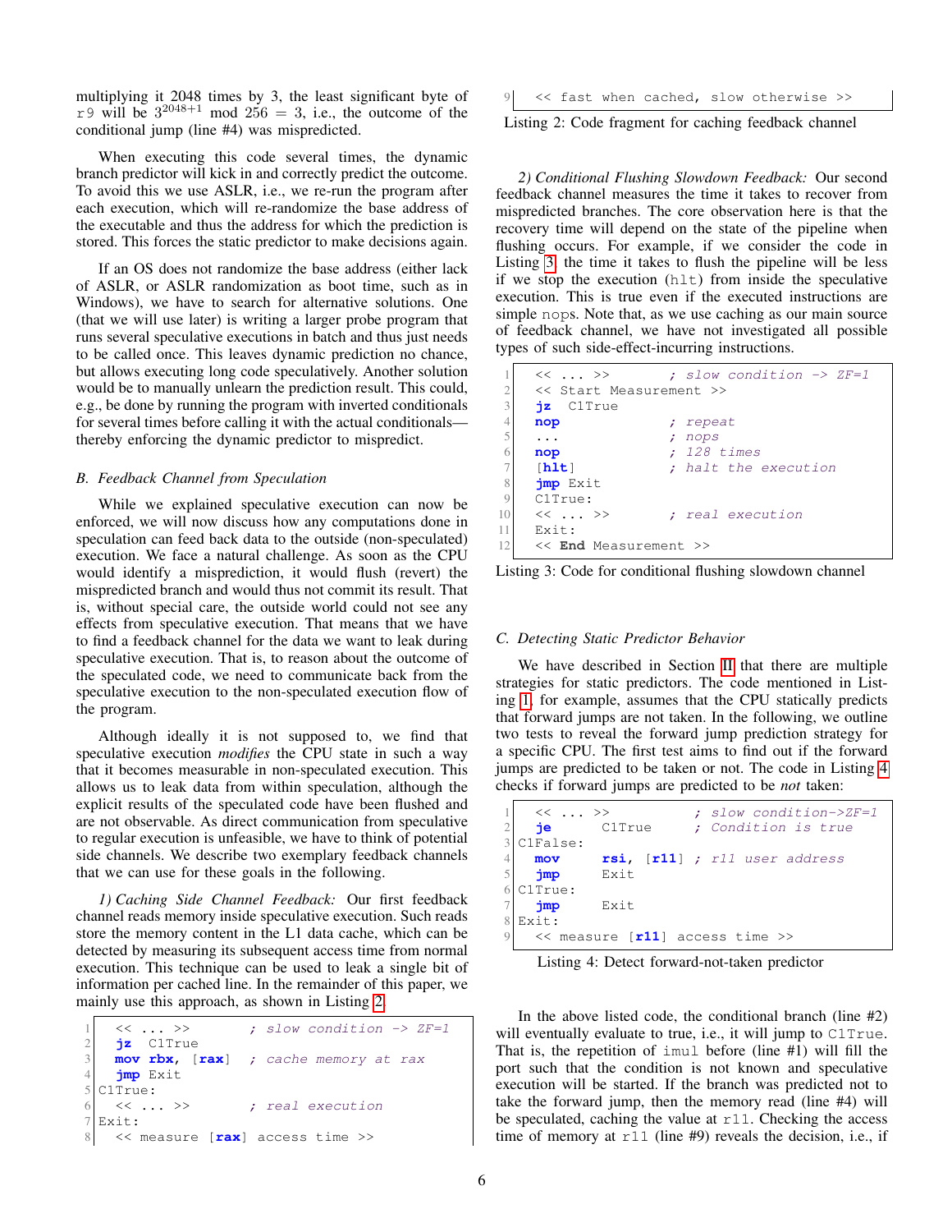multiplying it 2048 times by 3, the least significant byte of r9 will be $3^{2048+1} \bmod 256 = 3$, i.e., the outcome of the conditional jump (line #4) was mispredicted.

When executing this code several times, the dynamic branch predictor will kick in and correctly predict the outcome. To avoid this we use ASLR, i.e., we re-run the program after each execution, which will re-randomize the base address of the executable and thus the address for which the prediction is stored. This forces the static predictor to make decisions again.

If an OS does not randomize the base address (either lack of ASLR, or ASLR randomization as boot time, such as in Windows), we have to search for alternative solutions. One (that we will use later) is writing a larger probe program that runs several speculative executions in batch and thus just needs to be called once. This leaves dynamic prediction no chance, but allows executing long code speculatively. Another solution would be to manually unlearn the prediction result. This could, e.g., be done by running the program with inverted conditionals for several times before calling it with the actual conditionals—thereby enforcing the dynamic predictor to mispredict.

### B. Feedback Channel from Speculation

While we explained speculative execution can now be enforced, we will now discuss how any computations done in speculation can feed back data to the outside (non-speculated) execution. We face a natural challenge. As soon as the CPU would identify a misprediction, it would flush (revert) the mispredicted branch and would thus not commit its result. That is, without special care, the outside world could not see any effects from speculative execution. That means that we have to find a feedback channel for the data we want to leak during speculative execution. That is, to reason about the outcome of the speculated code, we need to communicate back from the speculative execution to the non-speculated execution flow of the program.

Although ideally it is not supposed to, we find that speculative execution *modifies* the CPU state in such a way that it becomes measurable in non-speculated execution. This allows us to leak data from within speculation, although the explicit results of the speculated code have been flushed and are not observable. As direct communication from speculative to regular execution is unfeasible, we have to think of potential side channels. We describe two exemplary feedback channels that we can use for these goals in the following.

*1) Caching Side Channel Feedback:* Our first feedback channel reads memory inside speculative execution. Such reads store the memory content in the L1 data cache, which can be detected by measuring its subsequent access time from normal execution. This technique can be used to leak a single bit of information per cached line. In the remainder of this paper, we mainly use this approach, as shown in Listing 2.

```
1  << ... >>        ; slow condition -> ZF=1
2  jz  C1True
3  mov rbx, [rax]   ; cache memory at rax
4  jmp Exit
5  C1True:
6  << ... >>        ; real execution
7  Exit:
8  << measure [rax] access time >>
9  << fast when cached, slow otherwise >>
```

Listing 2: Code fragment for caching feedback channel

*2) Conditional Flushing Slowdown Feedback:* Our second feedback channel measures the time it takes to recover from mispredicted branches. The core observation here is that the recovery time will depend on the state of the pipeline when flushing occurs. For example, if we consider the code in Listing 3, the time it takes to flush the pipeline will be less if we stop the execution (hlt) from inside the speculative execution. This is true even if the executed instructions are simple nops. Note that, as we use caching as our main source of feedback channel, we have not investigated all possible types of such side-effect-incurring instructions.

```
1  << ... >>        ; slow condition -> ZF=1
2  << Start Measurement >>
3  jz  C1True
4  nop              ; repeat
5  ...              ; nops
6  nop              ; 128 times
7  [hlt]            ; halt the execution
8  jmp Exit
9  C1True:
10 << ... >>        ; real execution
11 Exit:
12 << End Measurement >>
```

Listing 3: Code for conditional flushing slowdown channel

### C. Detecting Static Predictor Behavior

We have described in Section II that there are multiple strategies for static predictors. The code mentioned in Listing 1, for example, assumes that the CPU statically predicts that forward jumps are not taken. In the following, we outline two tests to reveal the forward jump prediction strategy for a specific CPU. The first test aims to find out if the forward jumps are predicted to be taken or not. The code in Listing 4 checks if forward jumps are predicted to be *not* taken:

```
1  << ... >>          ; slow condition->ZF=1
2  je      C1True     ; Condition is true
3  C1False:
4  mov     rsi, [r11] ; r11 user address
5  jmp     Exit
6  C1True:
7  jmp     Exit
8  Exit:
9  << measure [r11] access time >>
```

Listing 4: Detect forward-not-taken predictor

In the above listed code, the conditional branch (line #2) will eventually evaluate to true, i.e., it will jump to C1True. That is, the repetition of imul before (line #1) will fill the port such that the condition is not known and speculative execution will be started. If the branch was predicted not to take the forward jump, then the memory read (line #4) will be speculated, caching the value at r11. Checking the access time of memory at r11 (line #9) reveals the decision, i.e., if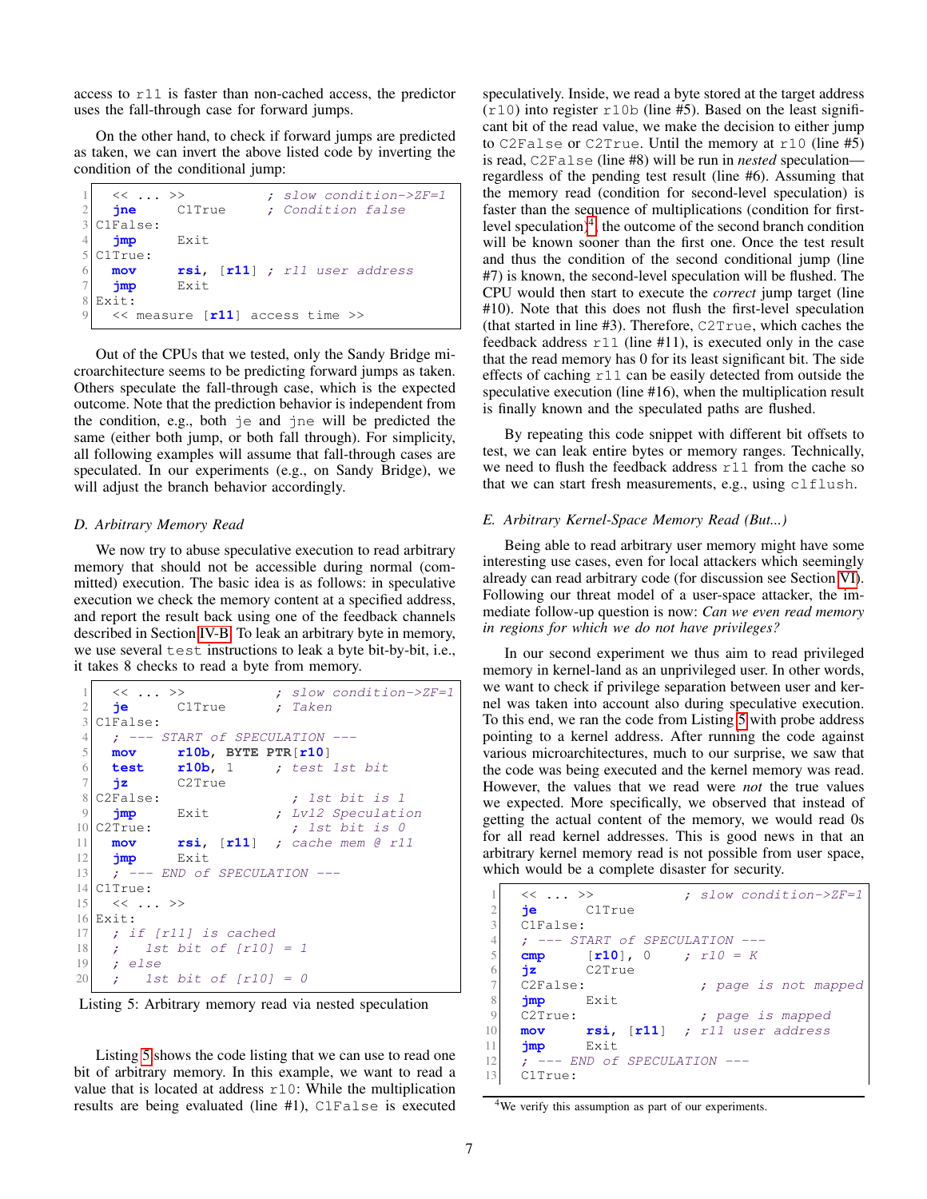access to r11 is faster than non-cached access, the predictor uses the fall-through case for forward jumps.

On the other hand, to check if forward jumps are predicted as taken, we can invert the above listed code by inverting the condition of the conditional jump:

```
 1    << ... >>          ; slow condition->ZF=1
 2   jne     C1True      ; Condition false
 3 C1False:
 4   jmp     Exit
 5 C1True:
 6   mov     rsi, [r11]  ; r11 user address
 7   jmp     Exit
 8 Exit:
 9   << measure [r11] access time >>
```

Out of the CPUs that we tested, only the Sandy Bridge microarchitecture seems to be predicting forward jumps as taken. Others speculate the fall-through case, which is the expected outcome. Note that the prediction behavior is independent from the condition, e.g., both je and jne will be predicted the same (either both jump, or both fall through). For simplicity, all following examples will assume that fall-through cases are speculated. In our experiments (e.g., on Sandy Bridge), we will adjust the branch behavior accordingly.

### D. Arbitrary Memory Read

We now try to abuse speculative execution to read arbitrary memory that should not be accessible during normal (committed) execution. The basic idea is as follows: in speculative execution we check the memory content at a specified address, and report the result back using one of the feedback channels described in Section IV-B. To leak an arbitrary byte in memory, we use several test instructions to leak a byte bit-by-bit, i.e., it takes 8 checks to read a byte from memory.

```
 1    << ... >>            ; slow condition->ZF=1
 2   je      C1True        ; Taken
 3 C1False:
 4   ; --- START of SPECULATION ---
 5   mov     r10b, BYTE PTR[r10]
 6   test    r10b, 1       ; test 1st bit
 7   jz      C2True
 8 C2False:                 ; 1st bit is 1
 9   jmp     Exit          ; Lvl2 Speculation
10 C2True:                  ; 1st bit is 0
11   mov     rsi, [r11]    ; cache mem @ r11
12   jmp     Exit
13   ; --- END of SPECULATION ---
14 C1True:
15   << ... >>
16 Exit:
17   ; if [r11] is cached
18   ;    1st bit of [r10] = 1
19   ; else
20   ;    1st bit of [r10] = 0
```

Listing 5: Arbitrary memory read via nested speculation

Listing 5 shows the code listing that we can use to read one bit of arbitrary memory. In this example, we want to read a value that is located at address r10: While the multiplication results are being evaluated (line #1), C1False is executed speculatively. Inside, we read a byte stored at the target address (r10) into register r10b (line #5). Based on the least significant bit of the read value, we make the decision to either jump to C2False or C2True. Until the memory at r10 (line #5) is read, C2False (line #8) will be run in *nested* speculation—regardless of the pending test result (line #6). Assuming that the memory read (condition for second-level speculation) is faster than the sequence of multiplications (condition for first-level speculation)[4], the outcome of the second branch condition will be known sooner than the first one. Once the test result and thus the condition of the second conditional jump (line #7) is known, the second-level speculation will be flushed. The CPU would then start to execute the *correct* jump target (line #10). Note that this does not flush the first-level speculation (that started in line #3). Therefore, C2True, which caches the feedback address r11 (line #11), is executed only in the case that the read memory has 0 for its least significant bit. The side effects of caching r11 can be easily detected from outside the speculative execution (line #16), when the multiplication result is finally known and the speculated paths are flushed.

By repeating this code snippet with different bit offsets to test, we can leak entire bytes or memory ranges. Technically, we need to flush the feedback address r11 from the cache so that we can start fresh measurements, e.g., using clflush.

### E. Arbitrary Kernel-Space Memory Read (But...)

Being able to read arbitrary user memory might have some interesting use cases, even for local attackers which seemingly already can read arbitrary code (for discussion see Section VI). Following our threat model of a user-space attacker, the immediate follow-up question is now: *Can we even read memory in regions for which we do not have privileges?*

In our second experiment we thus aim to read privileged memory in kernel-land as an unprivileged user. In other words, we want to check if privilege separation between user and kernel was taken into account also during speculative execution. To this end, we ran the code from Listing 5 with probe address pointing to a kernel address. After running the code against various microarchitectures, much to our surprise, we saw that the code was being executed and the kernel memory was read. However, the values that we read were *not* the true values we expected. More specifically, we observed that instead of getting the actual content of the memory, we would read 0s for all read kernel addresses. This is good news in that an arbitrary kernel memory read is not possible from user space, which would be a complete disaster for security.

```
 1    << ... >>          ; slow condition->ZF=1
 2   je      C1True
 3   C1False:
 4   ; --- START of SPECULATION ---
 5   cmp     [r10], 0    ; r10 = K
 6   jz      C2True
 7   C2False:             ; page is not mapped
 8   jmp     Exit
 9   C2True:              ; page is mapped
10   mov     rsi, [r11]  ; r11 user address
11   jmp     Exit
12   ; --- END of SPECULATION ---
13   C1True:
```

[4] We verify this assumption as part of our experiments.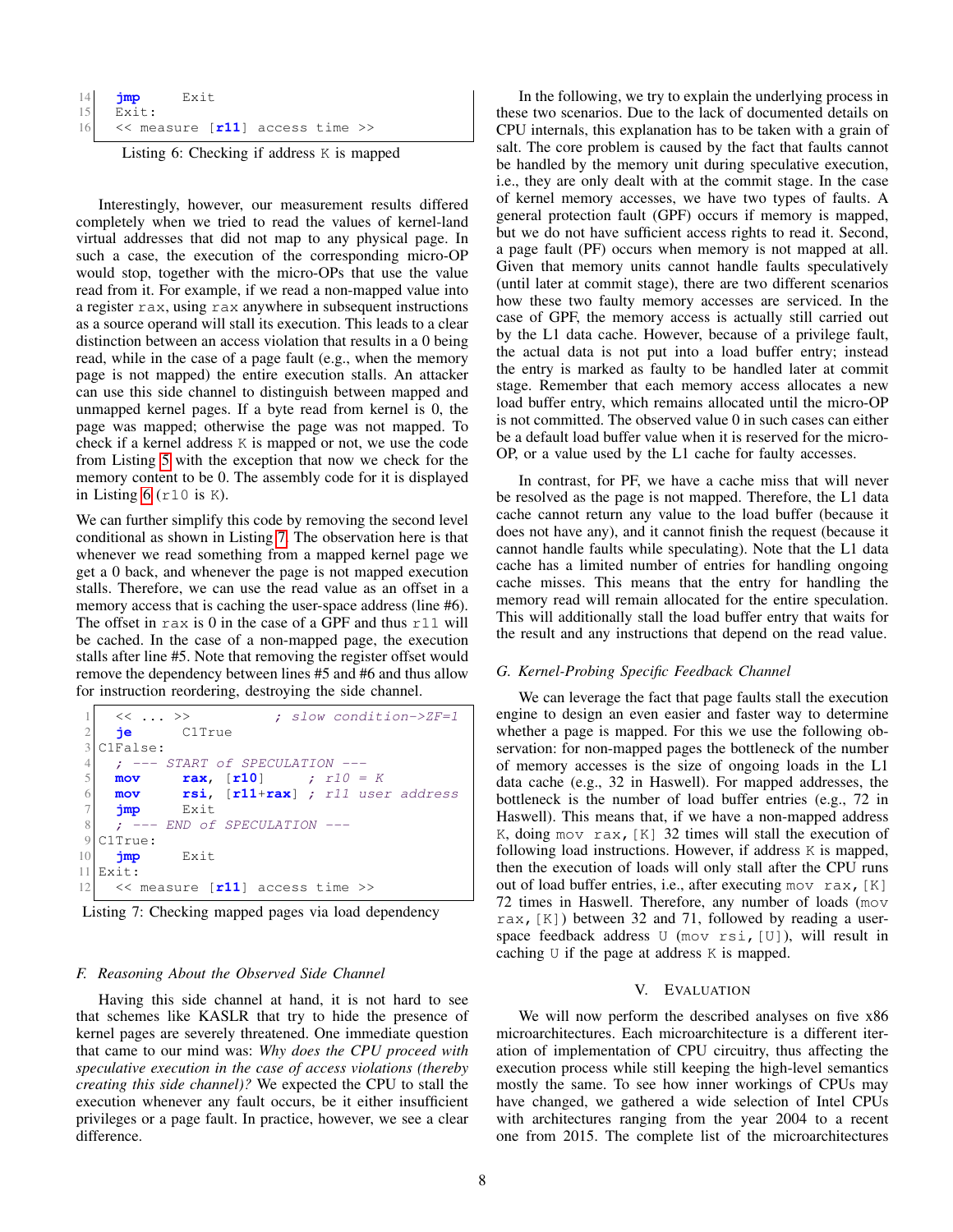```
14    jmp      Exit
15    Exit:
16    << measure [r11] access time >>
```

Listing 6: Checking if address K is mapped

Interestingly, however, our measurement results differed completely when we tried to read the values of kernel-land virtual addresses that did not map to any physical page. In such a case, the execution of the corresponding micro-OP would stop, together with the micro-OPs that use the value read from it. For example, if we read a non-mapped value into a register rax, using rax anywhere in subsequent instructions as a source operand will stall its execution. This leads to a clear distinction between an access violation that results in a 0 being read, while in the case of a page fault (e.g., when the memory page is not mapped) the entire execution stalls. An attacker can use this side channel to distinguish between mapped and unmapped kernel pages. If a byte read from kernel is 0, the page was mapped; otherwise the page was not mapped. To check if a kernel address K is mapped or not, we use the code from Listing 5 with the exception that now we check for the memory content to be 0. The assembly code for it is displayed in Listing 6 (r10 is K).

We can further simplify this code by removing the second level conditional as shown in Listing 7. The observation here is that whenever we read something from a mapped kernel page we get a 0 back, and whenever the page is not mapped execution stalls. Therefore, we can use the read value as an offset in a memory access that is caching the user-space address (line #6). The offset in rax is 0 in the case of a GPF and thus r11 will be cached. In the case of a non-mapped page, the execution stalls after line #5. Note that removing the register offset would remove the dependency between lines #5 and #6 and thus allow for instruction reordering, destroying the side channel.

```
1     << ... >>              ; slow condition->ZF=1
2     je       C1True
3   C1False:
4     ; --- START of SPECULATION ---
5     mov      rax, [r10]     ; r10 = K
6     mov      rsi, [r11+rax] ; r11 user address
7     jmp      Exit
8     ; --- END of SPECULATION ---
9   C1True:
10    jmp      Exit
11  Exit:
12    << measure [r11] access time >>
```

Listing 7: Checking mapped pages via load dependency

### F. Reasoning About the Observed Side Channel

Having this side channel at hand, it is not hard to see that schemes like KASLR that try to hide the presence of kernel pages are severely threatened. One immediate question that came to our mind was: *Why does the CPU proceed with speculative execution in the case of access violations (thereby creating this side channel)?* We expected the CPU to stall the execution whenever any fault occurs, be it either insufficient privileges or a page fault. In practice, however, we see a clear difference.

In the following, we try to explain the underlying process in these two scenarios. Due to the lack of documented details on CPU internals, this explanation has to be taken with a grain of salt. The core problem is caused by the fact that faults cannot be handled by the memory unit during speculative execution, i.e., they are only dealt with at the commit stage. In the case of kernel memory accesses, we have two types of faults. A general protection fault (GPF) occurs if memory is mapped, but we do not have sufficient access rights to read it. Second, a page fault (PF) occurs when memory is not mapped at all. Given that memory units cannot handle faults speculatively (until later at commit stage), there are two different scenarios how these two faulty memory accesses are serviced. In the case of GPF, the memory access is actually still carried out by the L1 data cache. However, because of a privilege fault, the actual data is not put into a load buffer entry; instead the entry is marked as faulty to be handled later at commit stage. Remember that each memory access allocates a new load buffer entry, which remains allocated until the micro-OP is not committed. The observed value 0 in such cases can either be a default load buffer value when it is reserved for the micro-OP, or a value used by the L1 cache for faulty accesses.

In contrast, for PF, we have a cache miss that will never be resolved as the page is not mapped. Therefore, the L1 data cache cannot return any value to the load buffer (because it does not have any), and it cannot finish the request (because it cannot handle faults while speculating). Note that the L1 data cache has a limited number of entries for handling ongoing cache misses. This means that the entry for handling the memory read will remain allocated for the entire speculation. This will additionally stall the load buffer entry that waits for the result and any instructions that depend on the read value.

### G. Kernel-Probing Specific Feedback Channel

We can leverage the fact that page faults stall the execution engine to design an even easier and faster way to determine whether a page is mapped. For this we use the following observation: for non-mapped pages the bottleneck of the number of memory accesses is the size of ongoing loads in the L1 data cache (e.g., 32 in Haswell). For mapped addresses, the bottleneck is the number of load buffer entries (e.g., 72 in Haswell). This means that, if we have a non-mapped address K, doing mov rax,[K] 32 times will stall the execution of following load instructions. However, if address K is mapped, then the execution of loads will only stall after the CPU runs out of load buffer entries, i.e., after executing mov rax,[K] 72 times in Haswell. Therefore, any number of loads (mov rax,[K]) between 32 and 71, followed by reading a user-space feedback address U (mov rsi,[U]), will result in caching U if the page at address K is mapped.

## V. Evaluation

We will now perform the described analyses on five x86 microarchitectures. Each microarchitecture is a different iteration of implementation of CPU circuitry, thus affecting the execution process while still keeping the high-level semantics mostly the same. To see how inner workings of CPUs may have changed, we gathered a wide selection of Intel CPUs with architectures ranging from the year 2004 to a recent one from 2015. The complete list of the microarchitectures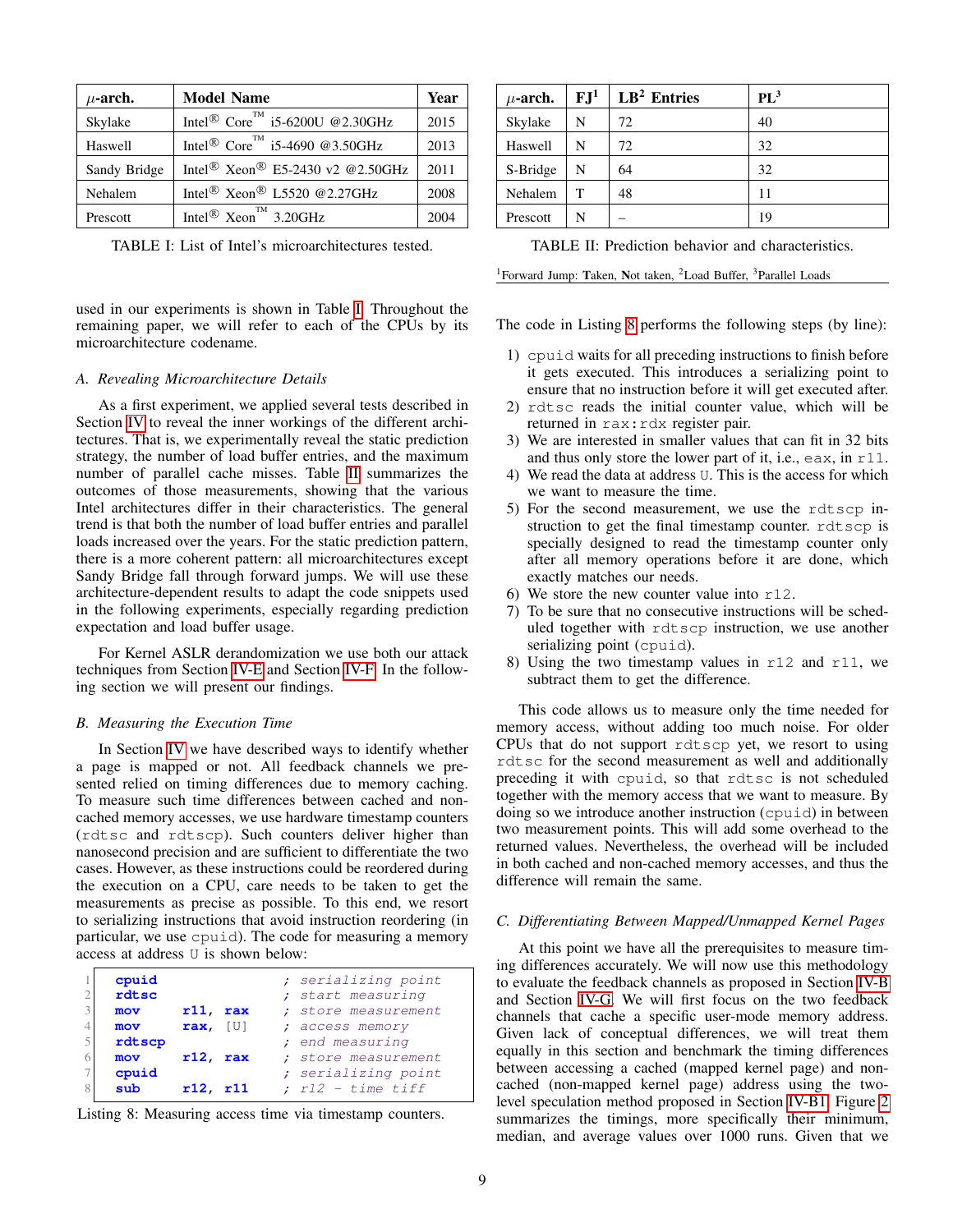| μ-arch. | Model Name | Year |
|---|---|---|
| Skylake | Intel® Core™ i5-6200U @2.30GHz | 2015 |
| Haswell | Intel® Core™ i5-4690 @3.50GHz | 2013 |
| Sandy Bridge | Intel® Xeon® E5-2430 v2 @2.50GHz | 2011 |
| Nehalem | Intel® Xeon® L5520 @2.27GHz | 2008 |
| Prescott | Intel® Xeon™ 3.20GHz | 2004 |

TABLE I: List of Intel's microarchitectures tested.

| μ-arch. | FJ[1] | LB[2] Entries | PL[3] |
|---|---|---|---|
| Skylake | N | 72 | 40 |
| Haswell | N | 72 | 32 |
| S-Bridge | N | 64 | 32 |
| Nehalem | T | 48 | 11 |
| Prescott | N | – | 19 |

TABLE II: Prediction behavior and characteristics.

[1]Forward Jump: **T**aken, **N**ot taken, [2]Load Buffer, [3]Parallel Loads

used in our experiments is shown in Table I. Throughout the remaining paper, we will refer to each of the CPUs by its microarchitecture codename.

### *A. Revealing Microarchitecture Details*

As a first experiment, we applied several tests described in Section IV to reveal the inner workings of the different architectures. That is, we experimentally reveal the static prediction strategy, the number of load buffer entries, and the maximum number of parallel cache misses. Table II summarizes the outcomes of those measurements, showing that the various Intel architectures differ in their characteristics. The general trend is that both the number of load buffer entries and parallel loads increased over the years. For the static prediction pattern, there is a more coherent pattern: all microarchitectures except Sandy Bridge fall through forward jumps. We will use these architecture-dependent results to adapt the code snippets used in the following experiments, especially regarding prediction expectation and load buffer usage.

For Kernel ASLR derandomization we use both our attack techniques from Section IV-E and Section IV-F. In the following section we will present our findings.

### *B. Measuring the Execution Time*

In Section IV we have described ways to identify whether a page is mapped or not. All feedback channels we presented relied on timing differences due to memory caching. To measure such time differences between cached and non-cached memory accesses, we use hardware timestamp counters (`rdtsc` and `rdtscp`). Such counters deliver higher than nanosecond precision and are sufficient to differentiate the two cases. However, as these instructions could be reordered during the execution on a CPU, care needs to be taken to get the measurements as precise as possible. To this end, we resort to serializing instructions that avoid instruction reordering (in particular, we use `cpuid`). The code for measuring a memory access at address `U` is shown below:

```
1  cpuid                    ; serializing point
2  rdtsc                    ; start measuring
3  mov     r11, rax         ; store measurement
4  mov     rax, [U]         ; access memory
5  rdtscp                   ; end measuring
6  mov     r12, rax         ; store measurement
7  cpuid                    ; serializing point
8  sub     r12, r11         ; r12 - time tiff
```

Listing 8: Measuring access time via timestamp counters.

The code in Listing 8 performs the following steps (by line):

1) `cpuid` waits for all preceding instructions to finish before it gets executed. This introduces a serializing point to ensure that no instruction before it will get executed after.
2) `rdtsc` reads the initial counter value, which will be returned in `rax:rdx` register pair.
3) We are interested in smaller values that can fit in 32 bits and thus only store the lower part of it, i.e., `eax`, in `r11`.
4) We read the data at address `U`. This is the access for which we want to measure the time.
5) For the second measurement, we use the `rdtscp` instruction to get the final timestamp counter. `rdtscp` is specially designed to read the timestamp counter only after all memory operations before it are done, which exactly matches our needs.
6) We store the new counter value into `r12`.
7) To be sure that no consecutive instructions will be scheduled together with `rdtscp` instruction, we use another serializing point (`cpuid`).
8) Using the two timestamp values in `r12` and `r11`, we subtract them to get the difference.

This code allows us to measure only the time needed for memory access, without adding too much noise. For older CPUs that do not support `rdtscp` yet, we resort to using `rdtsc` for the second measurement as well and additionally preceding it with `cpuid`, so that `rdtsc` is not scheduled together with the memory access that we want to measure. By doing so we introduce another instruction (`cpuid`) in between two measurement points. This will add some overhead to the returned values. Nevertheless, the overhead will be included in both cached and non-cached memory accesses, and thus the difference will remain the same.

### *C. Differentiating Between Mapped/Unmapped Kernel Pages*

At this point we have all the prerequisites to measure timing differences accurately. We will now use this methodology to evaluate the feedback channels as proposed in Section IV-B and Section IV-G. We will first focus on the two feedback channels that cache a specific user-mode memory address. Given lack of conceptual differences, we will treat them equally in this section and benchmark the timing differences between accessing a cached (mapped kernel page) and non-cached (non-mapped kernel page) address using the two-level speculation method proposed in Section IV-B1. Figure 2 summarizes the timings, more specifically their minimum, median, and average values over 1000 runs. Given that we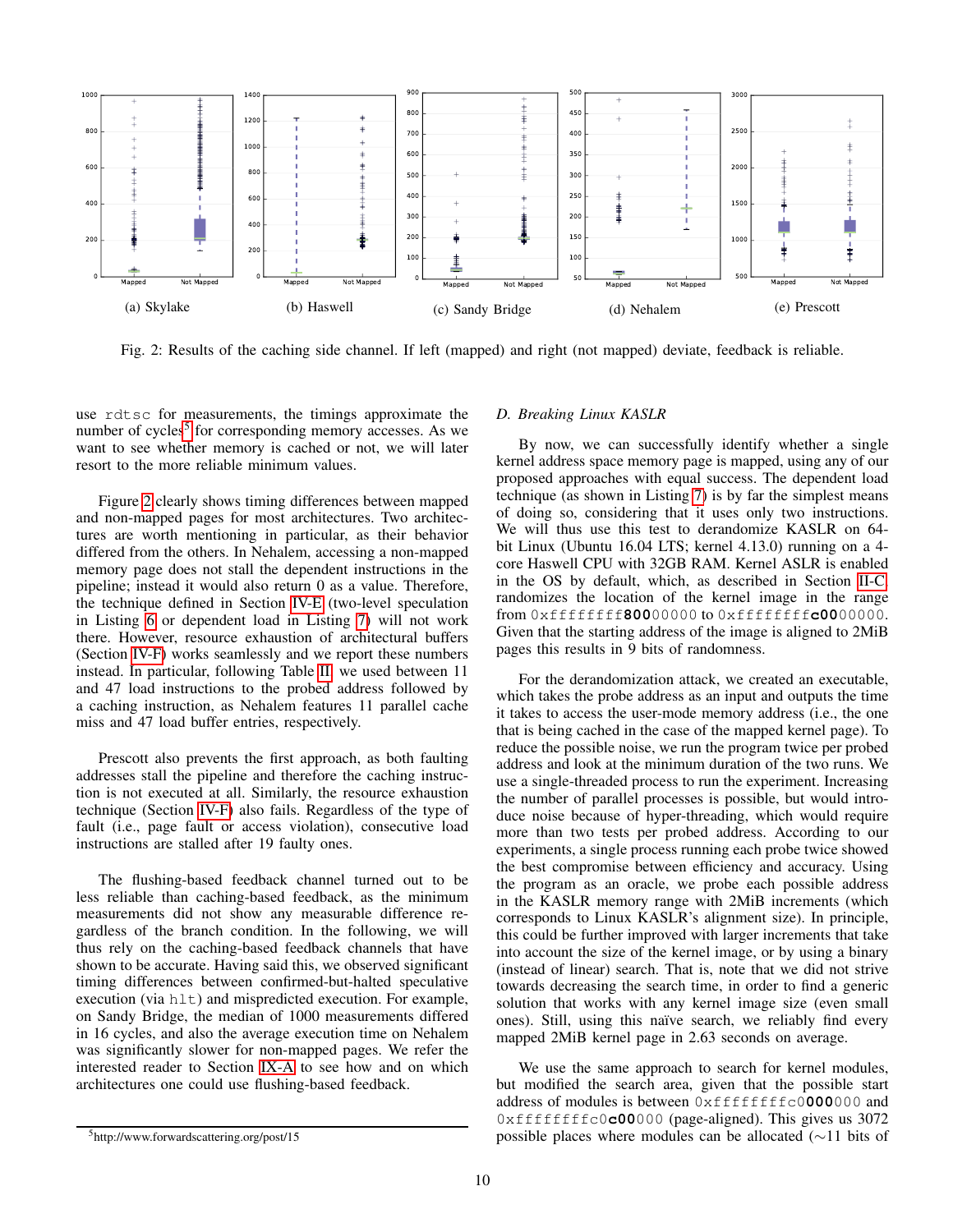(a) Skylake (b) Haswell (c) Sandy Bridge (d) Nehalem (e) Prescott

Fig. 2: Results of the caching side channel. If left (mapped) and right (not mapped) deviate, feedback is reliable.

use `rdtsc` for measurements, the timings approximate the number of cycles[5] for corresponding memory accesses. As we want to see whether memory is cached or not, we will later resort to the more reliable minimum values.

Figure 2 clearly shows timing differences between mapped and non-mapped pages for most architectures. Two architectures are worth mentioning in particular, as their behavior differed from the others. In Nehalem, accessing a non-mapped memory page does not stall the dependent instructions in the pipeline; instead it would also return 0 as a value. Therefore, the technique defined in Section IV-E (two-level speculation in Listing 6 or dependent load in Listing 7) will not work there. However, resource exhaustion of architectural buffers (Section IV-F) works seamlessly and we report these numbers instead. In particular, following Table II, we used between 11 and 47 load instructions to the probed address followed by a caching instruction, as Nehalem features 11 parallel cache miss and 47 load buffer entries, respectively.

Prescott also prevents the first approach, as both faulting addresses stall the pipeline and therefore the caching instruction is not executed at all. Similarly, the resource exhaustion technique (Section IV-F) also fails. Regardless of the type of fault (i.e., page fault or access violation), consecutive load instructions are stalled after 19 faulty ones.

The flushing-based feedback channel turned out to be less reliable than caching-based feedback, as the minimum measurements did not show any measurable difference regardless of the branch condition. In the following, we will thus rely on the caching-based feedback channels that have shown to be accurate. Having said this, we observed significant timing differences between confirmed-but-halted speculative execution (via `hlt`) and mispredicted execution. For example, on Sandy Bridge, the median of 1000 measurements differed in 16 cycles, and also the average execution time on Nehalem was significantly slower for non-mapped pages. We refer the interested reader to Section IX-A to see how and on which architectures one could use flushing-based feedback.

[5]http://www.forwardscattering.org/post/15

### D. Breaking Linux KASLR

By now, we can successfully identify whether a single kernel address space memory page is mapped, using any of our proposed approaches with equal success. The dependent load technique (as shown in Listing 7) is by far the simplest means of doing so, considering that it uses only two instructions. We will thus use this test to derandomize KASLR on 64-bit Linux (Ubuntu 16.04 LTS; kernel 4.13.0) running on a 4-core Haswell CPU with 32GB RAM. Kernel ASLR is enabled in the OS by default, which, as described in Section II-C, randomizes the location of the kernel image in the range from `0xffffffff`**`80`**`000000` to `0xffffffff`**`c0`**`000000`. Given that the starting address of the image is aligned to 2MiB pages this results in 9 bits of randomness.

For the derandomization attack, we created an executable, which takes the probe address as an input and outputs the time it takes to access the user-mode memory address (i.e., the one that is being cached in the case of the mapped kernel page). To reduce the possible noise, we run the program twice per probed address and look at the minimum duration of the two runs. We use a single-threaded process to run the experiment. Increasing the number of parallel processes is possible, but would introduce noise because of hyper-threading, which would require more than two tests per probed address. According to our experiments, a single process running each probe twice showed the best compromise between efficiency and accuracy. Using the program as an oracle, we probe each possible address in the KASLR memory range with 2MiB increments (which corresponds to Linux KASLR's alignment size). In principle, this could be further improved with larger increments that take into account the size of the kernel image, or by using a binary (instead of linear) search. That is, note that we did not strive towards decreasing the search time, in order to find a generic solution that works with any kernel image size (even small ones). Still, using this naïve search, we reliably find every mapped 2MiB kernel page in 2.63 seconds on average.

We use the same approach to search for kernel modules, but modified the search area, given that the possible start address of modules is between `0xffffffffc0`**`000`**`000` and `0xffffffffc0`**`c00`**`000` (page-aligned). This gives us 3072 possible places where modules can be allocated (∼11 bits of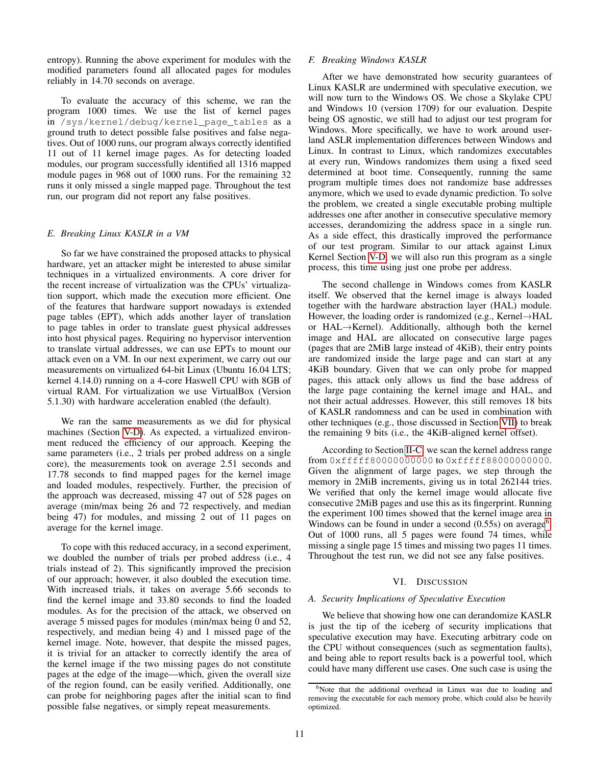entropy). Running the above experiment for modules with the modified parameters found all allocated pages for modules reliably in 14.70 seconds on average.

To evaluate the accuracy of this scheme, we ran the program 1000 times. We use the list of kernel pages in `/sys/kernel/debug/kernel_page_tables` as a ground truth to detect possible false positives and false negatives. Out of 1000 runs, our program always correctly identified 11 out of 11 kernel image pages. As for detecting loaded modules, our program successfully identified all 1316 mapped module pages in 968 out of 1000 runs. For the remaining 32 runs it only missed a single mapped page. Throughout the test run, our program did not report any false positives.

### E. Breaking Linux KASLR in a VM

So far we have constrained the proposed attacks to physical hardware, yet an attacker might be interested to abuse similar techniques in a virtualized environments. A core driver for the recent increase of virtualization was the CPUs' virtualization support, which made the execution more efficient. One of the features that hardware support nowadays is extended page tables (EPT), which adds another layer of translation to page tables in order to translate guest physical addresses into host physical pages. Requiring no hypervisor intervention to translate virtual addresses, we can use EPTs to mount our attack even on a VM. In our next experiment, we carry out our measurements on virtualized 64-bit Linux (Ubuntu 16.04 LTS; kernel 4.14.0) running on a 4-core Haswell CPU with 8GB of virtual RAM. For virtualization we use VirtualBox (Version 5.1.30) with hardware acceleration enabled (the default).

We ran the same measurements as we did for physical machines (Section V-D). As expected, a virtualized environment reduced the efficiency of our approach. Keeping the same parameters (i.e., 2 trials per probed address on a single core), the measurements took on average 2.51 seconds and 17.78 seconds to find mapped pages for the kernel image and loaded modules, respectively. Further, the precision of the approach was decreased, missing 47 out of 528 pages on average (min/max being 26 and 72 respectively, and median being 47) for modules, and missing 2 out of 11 pages on average for the kernel image.

To cope with this reduced accuracy, in a second experiment, we doubled the number of trials per probed address (i.e., 4 trials instead of 2). This significantly improved the precision of our approach; however, it also doubled the execution time. With increased trials, it takes on average 5.66 seconds to find the kernel image and 33.80 seconds to find the loaded modules. As for the precision of the attack, we observed on average 5 missed pages for modules (min/max being 0 and 52, respectively, and median being 4) and 1 missed page of the kernel image. Note, however, that despite the missed pages, it is trivial for an attacker to correctly identify the area of the kernel image if the two missing pages do not constitute pages at the edge of the image—which, given the overall size of the region found, can be easily verified. Additionally, one can probe for neighboring pages after the initial scan to find possible false negatives, or simply repeat measurements.

### F. Breaking Windows KASLR

After we have demonstrated how security guarantees of Linux KASLR are undermined with speculative execution, we will now turn to the Windows OS. We chose a Skylake CPU and Windows 10 (version 1709) for our evaluation. Despite being OS agnostic, we still had to adjust our test program for Windows. More specifically, we have to work around userland ASLR implementation differences between Windows and Linux. In contrast to Linux, which randomizes executables at every run, Windows randomizes them using a fixed seed determined at boot time. Consequently, running the same program multiple times does not randomize base addresses anymore, which we used to evade dynamic prediction. To solve the problem, we created a single executable probing multiple addresses one after another in consecutive speculative memory accesses, derandomizing the address space in a single run. As a side effect, this drastically improved the performance of our test program. Similar to our attack against Linux Kernel Section V-D, we will also run this program as a single process, this time using just one probe per address.

The second challenge in Windows comes from KASLR itself. We observed that the kernel image is always loaded together with the hardware abstraction layer (HAL) module. However, the loading order is randomized (e.g., Kernel→HAL or HAL→Kernel). Additionally, although both the kernel image and HAL are allocated on consecutive large pages (pages that are 2MiB large instead of 4KiB), their entry points are randomized inside the large page and can start at any 4KiB boundary. Given that we can only probe for mapped pages, this attack only allows us find the base address of the large page containing the kernel image and HAL, and not their actual addresses. However, this still removes 18 bits of KASLR randomness and can be used in combination with other techniques (e.g., those discussed in Section VII) to break the remaining 9 bits (i.e., the 4KiB-aligned kernel offset).

According to Section II-C, we scan the kernel address range from `0xfffff80000000000` to `0xfffff88000000000`. Given the alignment of large pages, we step through the memory in 2MiB increments, giving us in total 262144 tries. We verified that only the kernel image would allocate five consecutive 2MiB pages and use this as its fingerprint. Running the experiment 100 times showed that the kernel image area in Windows can be found in under a second (0.55s) on average[6]. Out of 1000 runs, all 5 pages were found 74 times, while missing a single page 15 times and missing two pages 11 times. Throughout the test run, we did not see any false positives.

## VI. Discussion

### A. Security Implications of Speculative Execution

We believe that showing how one can derandomize KASLR is just the tip of the iceberg of security implications that speculative execution may have. Executing arbitrary code on the CPU without consequences (such as segmentation faults), and being able to report results back is a powerful tool, which could have many different use cases. One such case is using the

[6] Note that the additional overhead in Linux was due to loading and removing the executable for each memory probe, which could also be heavily optimized.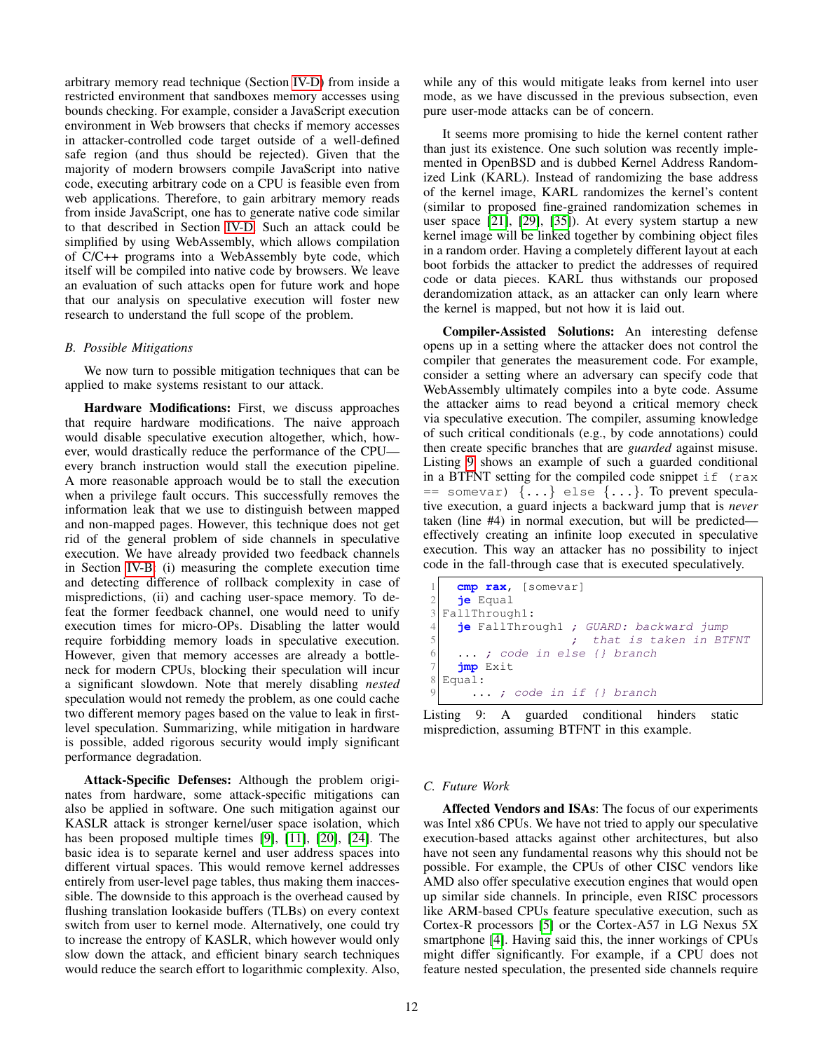arbitrary memory read technique (Section IV-D) from inside a restricted environment that sandboxes memory accesses using bounds checking. For example, consider a JavaScript execution environment in Web browsers that checks if memory accesses in attacker-controlled code target outside of a well-defined safe region (and thus should be rejected). Given that the majority of modern browsers compile JavaScript into native code, executing arbitrary code on a CPU is feasible even from web applications. Therefore, to gain arbitrary memory reads from inside JavaScript, one has to generate native code similar to that described in Section IV-D. Such an attack could be simplified by using WebAssembly, which allows compilation of C/C++ programs into a WebAssembly byte code, which itself will be compiled into native code by browsers. We leave an evaluation of such attacks open for future work and hope that our analysis on speculative execution will foster new research to understand the full scope of the problem.

### *B. Possible Mitigations*

We now turn to possible mitigation techniques that can be applied to make systems resistant to our attack.

**Hardware Modifications:** First, we discuss approaches that require hardware modifications. The naive approach would disable speculative execution altogether, which, however, would drastically reduce the performance of the CPU—every branch instruction would stall the execution pipeline. A more reasonable approach would be to stall the execution when a privilege fault occurs. This successfully removes the information leak that we use to distinguish between mapped and non-mapped pages. However, this technique does not get rid of the general problem of side channels in speculative execution. We have already provided two feedback channels in Section IV-B: (i) measuring the complete execution time and detecting difference of rollback complexity in case of mispredictions, (ii) and caching user-space memory. To defeat the former feedback channel, one would need to unify execution times for micro-OPs. Disabling the latter would require forbidding memory loads in speculative execution. However, given that memory accesses are already a bottleneck for modern CPUs, blocking their speculation will incur a significant slowdown. Note that merely disabling *nested* speculation would not remedy the problem, as one could cache two different memory pages based on the value to leak in first-level speculation. Summarizing, while mitigation in hardware is possible, added rigorous security would imply significant performance degradation.

**Attack-Specific Defenses:** Although the problem originates from hardware, some attack-specific mitigations can also be applied in software. One such mitigation against our KASLR attack is stronger kernel/user space isolation, which has been proposed multiple times [9], [11], [20], [24]. The basic idea is to separate kernel and user address spaces into different virtual spaces. This would remove kernel addresses entirely from user-level page tables, thus making them inaccessible. The downside to this approach is the overhead caused by flushing translation lookaside buffers (TLBs) on every context switch from user to kernel mode. Alternatively, one could try to increase the entropy of KASLR, which however would only slow down the attack, and efficient binary search techniques would reduce the search effort to logarithmic complexity. Also, while any of this would mitigate leaks from kernel into user mode, as we have discussed in the previous subsection, even pure user-mode attacks can be of concern.

It seems more promising to hide the kernel content rather than just its existence. One such solution was recently implemented in OpenBSD and is dubbed Kernel Address Randomized Link (KARL). Instead of randomizing the base address of the kernel image, KARL randomizes the kernel's content (similar to proposed fine-grained randomization schemes in user space [21], [29], [35]). At every system startup a new kernel image will be linked together by combining object files in a random order. Having a completely different layout at each boot forbids the attacker to predict the addresses of required code or data pieces. KARL thus withstands our proposed derandomization attack, as an attacker can only learn where the kernel is mapped, but not how it is laid out.

**Compiler-Assisted Solutions:** An interesting defense opens up in a setting where the attacker does not control the compiler that generates the measurement code. For example, consider a setting where an adversary can specify code that WebAssembly ultimately compiles into a byte code. Assume the attacker aims to read beyond a critical memory check via speculative execution. The compiler, assuming knowledge of such critical conditionals (e.g., by code annotations) could then create specific branches that are *guarded* against misuse. Listing 9 shows an example of such a guarded conditional in a BTFNT setting for the compiled code snippet `if (rax == somevar) {...} else {...}`. To prevent speculative execution, a guard injects a backward jump that is *never* taken (line #4) in normal execution, but will be predicted—effectively creating an infinite loop executed in speculative execution. This way an attacker has no possibility to inject code in the fall-through case that is executed speculatively.

```
1    cmp rax, [somevar]
2    je Equal
3  FallThrough1:
4    je FallThrough1 ; GUARD: backward jump
5                    ;  that is taken in BTFNT
6    ... ; code in else {} branch
7    jmp Exit
8  Equal:
9      ... ; code in if {} branch
```

Listing 9: A guarded conditional hinders static misprediction, assuming BTFNT in this example.

### *C. Future Work*

**Affected Vendors and ISAs**: The focus of our experiments was Intel x86 CPUs. We have not tried to apply our speculative execution-based attacks against other architectures, but also have not seen any fundamental reasons why this should not be possible. For example, the CPUs of other CISC vendors like AMD also offer speculative execution engines that would open up similar side channels. In principle, even RISC processors like ARM-based CPUs feature speculative execution, such as Cortex-R processors [5] or the Cortex-A57 in LG Nexus 5X smartphone [4]. Having said this, the inner workings of CPUs might differ significantly. For example, if a CPU does not feature nested speculation, the presented side channels require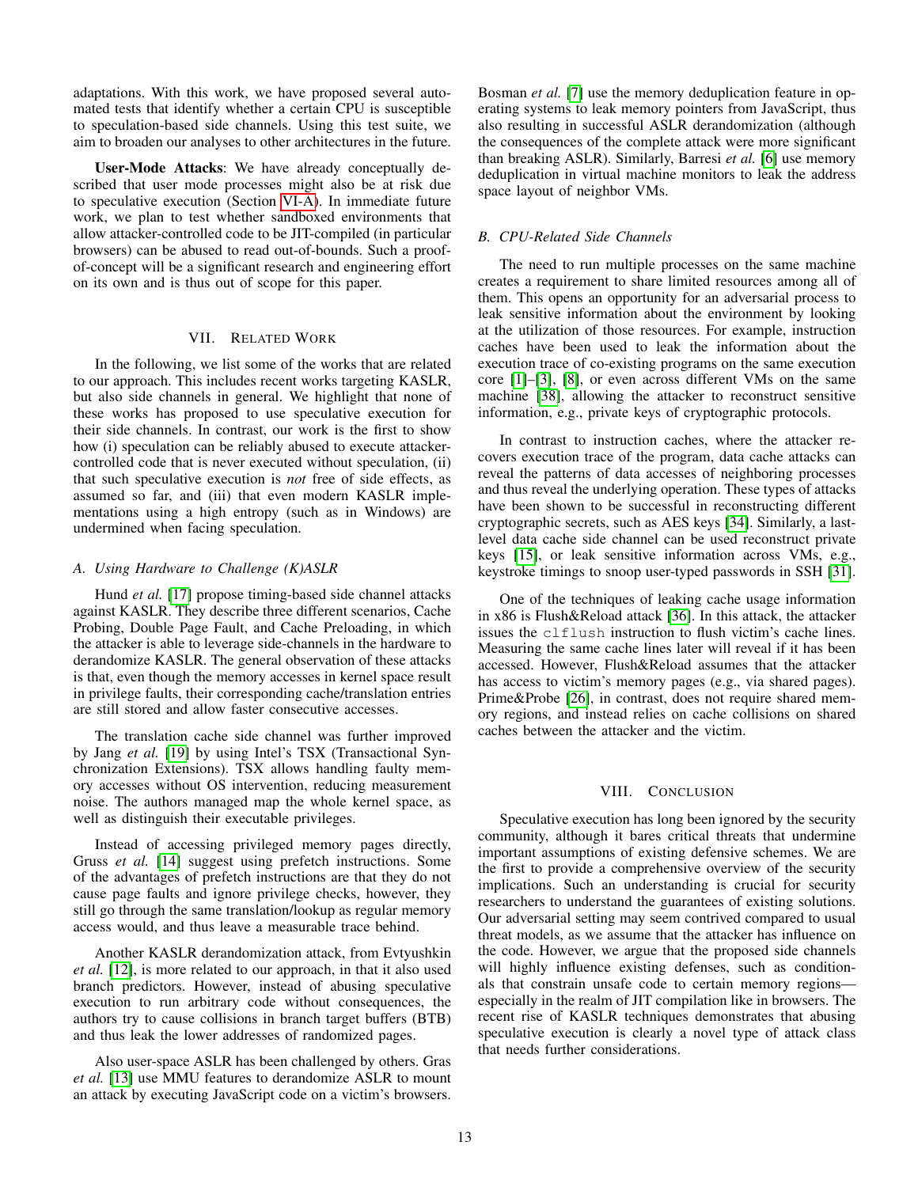adaptations. With this work, we have proposed several automated tests that identify whether a certain CPU is susceptible to speculation-based side channels. Using this test suite, we aim to broaden our analyses to other architectures in the future.

**User-Mode Attacks**: We have already conceptually described that user mode processes might also be at risk due to speculative execution (Section VI-A). In immediate future work, we plan to test whether sandboxed environments that allow attacker-controlled code to be JIT-compiled (in particular browsers) can be abused to read out-of-bounds. Such a proof-of-concept will be a significant research and engineering effort on its own and is thus out of scope for this paper.

## VII. Related Work

In the following, we list some of the works that are related to our approach. This includes recent works targeting KASLR, but also side channels in general. We highlight that none of these works has proposed to use speculative execution for their side channels. In contrast, our work is the first to show how (i) speculation can be reliably abused to execute attacker-controlled code that is never executed without speculation, (ii) that such speculative execution is *not* free of side effects, as assumed so far, and (iii) that even modern KASLR implementations using a high entropy (such as in Windows) are undermined when facing speculation.

### A. Using Hardware to Challenge (K)ASLR

Hund *et al.* [17] propose timing-based side channel attacks against KASLR. They describe three different scenarios, Cache Probing, Double Page Fault, and Cache Preloading, in which the attacker is able to leverage side-channels in the hardware to derandomize KASLR. The general observation of these attacks is that, even though the memory accesses in kernel space result in privilege faults, their corresponding cache/translation entries are still stored and allow faster consecutive accesses.

The translation cache side channel was further improved by Jang *et al.* [19] by using Intel's TSX (Transactional Synchronization Extensions). TSX allows handling faulty memory accesses without OS intervention, reducing measurement noise. The authors managed map the whole kernel space, as well as distinguish their executable privileges.

Instead of accessing privileged memory pages directly, Gruss *et al.* [14] suggest using prefetch instructions. Some of the advantages of prefetch instructions are that they do not cause page faults and ignore privilege checks, however, they still go through the same translation/lookup as regular memory access would, and thus leave a measurable trace behind.

Another KASLR derandomization attack, from Evtyushkin *et al.* [12], is more related to our approach, in that it also used branch predictors. However, instead of abusing speculative execution to run arbitrary code without consequences, the authors try to cause collisions in branch target buffers (BTB) and thus leak the lower addresses of randomized pages.

Also user-space ASLR has been challenged by others. Gras *et al.* [13] use MMU features to derandomize ASLR to mount an attack by executing JavaScript code on a victim's browsers. Bosman *et al.* [7] use the memory deduplication feature in operating systems to leak memory pointers from JavaScript, thus also resulting in successful ASLR derandomization (although the consequences of the complete attack were more significant than breaking ASLR). Similarly, Barresi *et al.* [6] use memory deduplication in virtual machine monitors to leak the address space layout of neighbor VMs.

### B. CPU-Related Side Channels

The need to run multiple processes on the same machine creates a requirement to share limited resources among all of them. This opens an opportunity for an adversarial process to leak sensitive information about the environment by looking at the utilization of those resources. For example, instruction caches have been used to leak the information about the execution trace of co-existing programs on the same execution core [1]–[3], [8], or even across different VMs on the same machine [38], allowing the attacker to reconstruct sensitive information, e.g., private keys of cryptographic protocols.

In contrast to instruction caches, where the attacker recovers execution trace of the program, data cache attacks can reveal the patterns of data accesses of neighboring processes and thus reveal the underlying operation. These types of attacks have been shown to be successful in reconstructing different cryptographic secrets, such as AES keys [34]. Similarly, a last-level data cache side channel can be used reconstruct private keys [15], or leak sensitive information across VMs, e.g., keystroke timings to snoop user-typed passwords in SSH [31].

One of the techniques of leaking cache usage information in x86 is Flush&Reload attack [36]. In this attack, the attacker issues the `clflush` instruction to flush victim's cache lines. Measuring the same cache lines later will reveal if it has been accessed. However, Flush&Reload assumes that the attacker has access to victim's memory pages (e.g., via shared pages). Prime&Probe [26], in contrast, does not require shared memory regions, and instead relies on cache collisions on shared caches between the attacker and the victim.

## VIII. Conclusion

Speculative execution has long been ignored by the security community, although it bares critical threats that undermine important assumptions of existing defensive schemes. We are the first to provide a comprehensive overview of the security implications. Such an understanding is crucial for security researchers to understand the guarantees of existing solutions. Our adversarial setting may seem contrived compared to usual threat models, as we assume that the attacker has influence on the code. However, we argue that the proposed side channels will highly influence existing defenses, such as conditionals that constrain unsafe code to certain memory regions—especially in the realm of JIT compilation like in browsers. The recent rise of KASLR techniques demonstrates that abusing speculative execution is clearly a novel type of attack class that needs further considerations.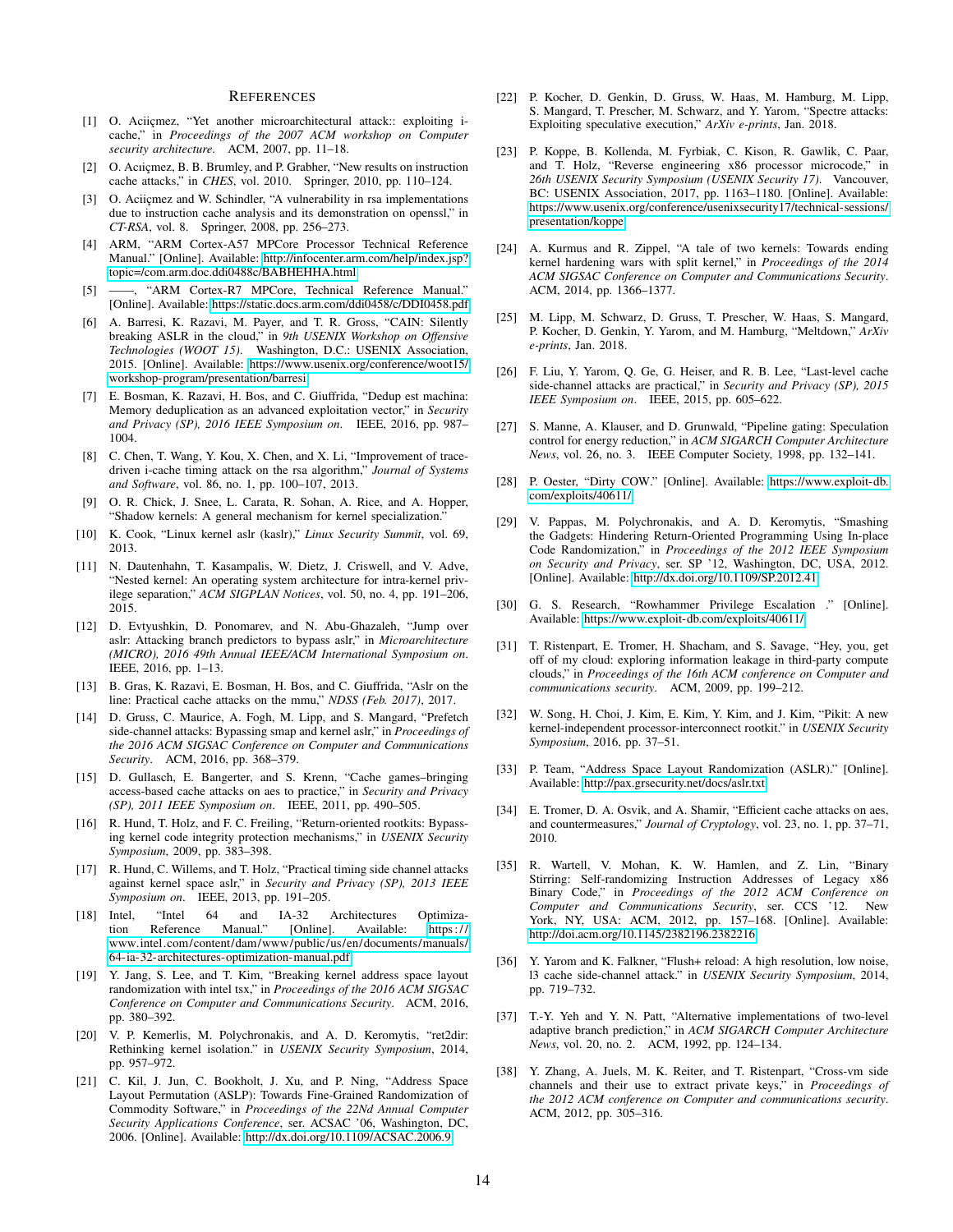## References

[1] O. Aciiçmez, "Yet another microarchitectural attack:: exploiting i-cache," in *Proceedings of the 2007 ACM workshop on Computer security architecture*. ACM, 2007, pp. 11–18.

[2] O. Aciiçmez, B. B. Brumley, and P. Grabher, "New results on instruction cache attacks," in *CHES*, vol. 2010. Springer, 2010, pp. 110–124.

[3] O. Aciiçmez and W. Schindler, "A vulnerability in rsa implementations due to instruction cache analysis and its demonstration on openssl," in *CT-RSA*, vol. 8. Springer, 2008, pp. 256–273.

[4] ARM, "ARM Cortex-A57 MPCore Processor Technical Reference Manual." [Online]. Available: http://infocenter.arm.com/help/index.jsp?topic=/com.arm.doc.ddi0488c/BABHEHHA.html

[5] ——, "ARM Cortex-R7 MPCore, Technical Reference Manual." [Online]. Available: https://static.docs.arm.com/ddi0458/c/DDI0458.pdf

[6] A. Barresi, K. Razavi, M. Payer, and T. R. Gross, "CAIN: Silently breaking ASLR in the cloud," in *9th USENIX Workshop on Offensive Technologies (WOOT 15)*. Washington, D.C.: USENIX Association, 2015. [Online]. Available: https://www.usenix.org/conference/woot15/workshop-program/presentation/barresi

[7] E. Bosman, K. Razavi, H. Bos, and C. Giuffrida, "Dedup est machina: Memory deduplication as an advanced exploitation vector," in *Security and Privacy (SP), 2016 IEEE Symposium on*. IEEE, 2016, pp. 987–1004.

[8] C. Chen, T. Wang, Y. Kou, X. Chen, and X. Li, "Improvement of trace-driven i-cache timing attack on the rsa algorithm," *Journal of Systems and Software*, vol. 86, no. 1, pp. 100–107, 2013.

[9] O. R. Chick, J. Snee, L. Carata, R. Sohan, A. Rice, and A. Hopper, "Shadow kernels: A general mechanism for kernel specialization."

[10] K. Cook, "Linux kernel aslr (kaslr)," *Linux Security Summit*, vol. 69, 2013.

[11] N. Dautenhahn, T. Kasampalis, W. Dietz, J. Criswell, and V. Adve, "Nested kernel: An operating system architecture for intra-kernel privilege separation," *ACM SIGPLAN Notices*, vol. 50, no. 4, pp. 191–206, 2015.

[12] D. Evtyushkin, D. Ponomarev, and N. Abu-Ghazaleh, "Jump over aslr: Attacking branch predictors to bypass aslr," in *Microarchitecture (MICRO), 2016 49th Annual IEEE/ACM International Symposium on*. IEEE, 2016, pp. 1–13.

[13] B. Gras, K. Razavi, E. Bosman, H. Bos, and C. Giuffrida, "Aslr on the line: Practical cache attacks on the mmu," *NDSS (Feb. 2017)*, 2017.

[14] D. Gruss, C. Maurice, A. Fogh, M. Lipp, and S. Mangard, "Prefetch side-channel attacks: Bypassing smap and kernel aslr," in *Proceedings of the 2016 ACM SIGSAC Conference on Computer and Communications Security*. ACM, 2016, pp. 368–379.

[15] D. Gullasch, E. Bangerter, and S. Krenn, "Cache games–bringing access-based cache attacks on aes to practice," in *Security and Privacy (SP), 2011 IEEE Symposium on*. IEEE, 2011, pp. 490–505.

[16] R. Hund, T. Holz, and F. C. Freiling, "Return-oriented rootkits: Bypassing kernel code integrity protection mechanisms," in *USENIX Security Symposium*, 2009, pp. 383–398.

[17] R. Hund, C. Willems, and T. Holz, "Practical timing side channel attacks against kernel space aslr," in *Security and Privacy (SP), 2013 IEEE Symposium on*. IEEE, 2013, pp. 191–205.

[18] Intel, "Intel 64 and IA-32 Architectures Optimization Reference Manual." [Online]. Available: https://www.intel.com/content/dam/www/public/us/en/documents/manuals/64-ia-32-architectures-optimization-manual.pdf

[19] Y. Jang, S. Lee, and T. Kim, "Breaking kernel address space layout randomization with intel tsx," in *Proceedings of the 2016 ACM SIGSAC Conference on Computer and Communications Security*. ACM, 2016, pp. 380–392.

[20] V. P. Kemerlis, M. Polychronakis, and A. D. Keromytis, "ret2dir: Rethinking kernel isolation." in *USENIX Security Symposium*, 2014, pp. 957–972.

[21] C. Kil, J. Jun, C. Bookholt, J. Xu, and P. Ning, "Address Space Layout Permutation (ASLP): Towards Fine-Grained Randomization of Commodity Software," in *Proceedings of the 22Nd Annual Computer Security Applications Conference*, ser. ACSAC '06, Washington, DC, 2006. [Online]. Available: http://dx.doi.org/10.1109/ACSAC.2006.9

[22] P. Kocher, D. Genkin, D. Gruss, W. Haas, M. Hamburg, M. Lipp, S. Mangard, T. Prescher, M. Schwarz, and Y. Yarom, "Spectre attacks: Exploiting speculative execution," *ArXiv e-prints*, Jan. 2018.

[23] P. Koppe, B. Kollenda, M. Fyrbiak, C. Kison, R. Gawlik, C. Paar, and T. Holz, "Reverse engineering x86 processor microcode," in *26th USENIX Security Symposium (USENIX Security 17)*. Vancouver, BC: USENIX Association, 2017, pp. 1163–1180. [Online]. Available: https://www.usenix.org/conference/usenixsecurity17/technical-sessions/presentation/koppe

[24] A. Kurmus and R. Zippel, "A tale of two kernels: Towards ending kernel hardening wars with split kernel," in *Proceedings of the 2014 ACM SIGSAC Conference on Computer and Communications Security*. ACM, 2014, pp. 1366–1377.

[25] M. Lipp, M. Schwarz, D. Gruss, T. Prescher, W. Haas, S. Mangard, P. Kocher, D. Genkin, Y. Yarom, and M. Hamburg, "Meltdown," *ArXiv e-prints*, Jan. 2018.

[26] F. Liu, Y. Yarom, Q. Ge, G. Heiser, and R. B. Lee, "Last-level cache side-channel attacks are practical," in *Security and Privacy (SP), 2015 IEEE Symposium on*. IEEE, 2015, pp. 605–622.

[27] S. Manne, A. Klauser, and D. Grunwald, "Pipeline gating: Speculation control for energy reduction," in *ACM SIGARCH Computer Architecture News*, vol. 26, no. 3. IEEE Computer Society, 1998, pp. 132–141.

[28] P. Oester, "Dirty COW." [Online]. Available: https://www.exploit-db.com/exploits/40611/

[29] V. Pappas, M. Polychronakis, and A. D. Keromytis, "Smashing the Gadgets: Hindering Return-Oriented Programming Using In-place Code Randomization," in *Proceedings of the 2012 IEEE Symposium on Security and Privacy*, ser. SP '12, Washington, DC, USA, 2012. [Online]. Available: http://dx.doi.org/10.1109/SP.2012.41

[30] G. S. Research, "Rowhammer Privilege Escalation ." [Online]. Available: https://www.exploit-db.com/exploits/40611/

[31] T. Ristenpart, E. Tromer, H. Shacham, and S. Savage, "Hey, you, get off of my cloud: exploring information leakage in third-party compute clouds," in *Proceedings of the 16th ACM conference on Computer and communications security*. ACM, 2009, pp. 199–212.

[32] W. Song, H. Choi, J. Kim, E. Kim, Y. Kim, and J. Kim, "Pikit: A new kernel-independent processor-interconnect rootkit." in *USENIX Security Symposium*, 2016, pp. 37–51.

[33] P. Team, "Address Space Layout Randomization (ASLR)." [Online]. Available: http://pax.grsecurity.net/docs/aslr.txt

[34] E. Tromer, D. A. Osvik, and A. Shamir, "Efficient cache attacks on aes, and countermeasures," *Journal of Cryptology*, vol. 23, no. 1, pp. 37–71, 2010.

[35] R. Wartell, V. Mohan, K. W. Hamlen, and Z. Lin, "Binary Stirring: Self-randomizing Instruction Addresses of Legacy x86 Binary Code," in *Proceedings of the 2012 ACM Conference on Computer and Communications Security*, ser. CCS '12. New York, NY, USA: ACM, 2012, pp. 157–168. [Online]. Available: http://doi.acm.org/10.1145/2382196.2382216

[36] Y. Yarom and K. Falkner, "Flush+ reload: A high resolution, low noise, l3 cache side-channel attack." in *USENIX Security Symposium*, 2014, pp. 719–732.

[37] T.-Y. Yeh and Y. N. Patt, "Alternative implementations of two-level adaptive branch prediction," in *ACM SIGARCH Computer Architecture News*, vol. 20, no. 2. ACM, 1992, pp. 124–134.

[38] Y. Zhang, A. Juels, M. K. Reiter, and T. Ristenpart, "Cross-vm side channels and their use to extract private keys," in *Proceedings of the 2012 ACM conference on Computer and communications security*. ACM, 2012, pp. 305–316.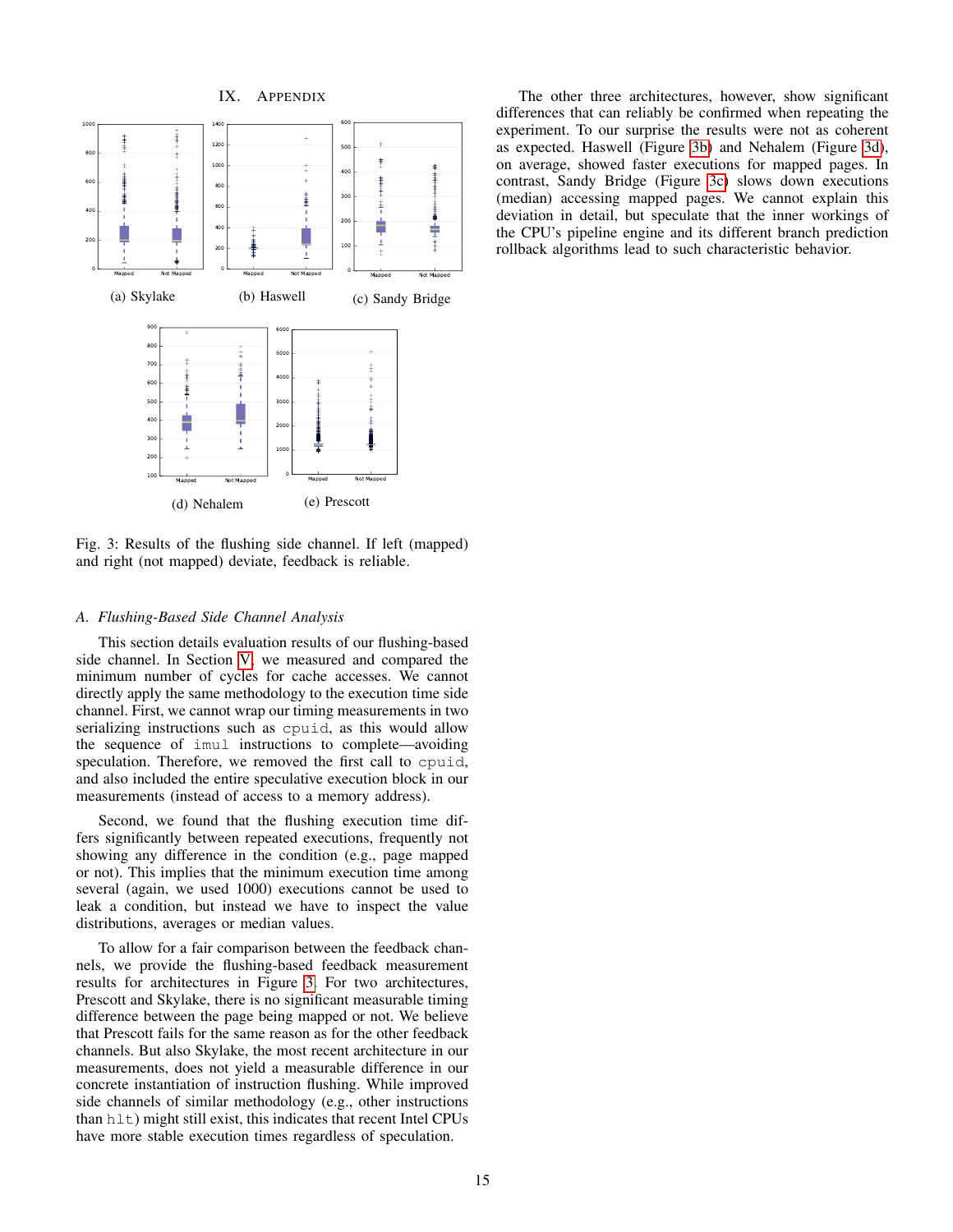# IX. Appendix

1000
800
600
400
200
0
Mapped
Not Mapped

(a) Skylake

1400
1200
1000
800
600
400
200
0
Mapped
Not Mapped

(b) Haswell

600
500
400
300
200
100
0
Mapped
Not Mapped

(c) Sandy Bridge

900
800
700
600
500
400
300
200
100
Mapped
Not Mapped

(d) Nehalem

6000
5000
4000
3000
2000
1000
0
Mapped
Not Mapped

(e) Prescott

Fig. 3: Results of the flushing side channel. If left (mapped) and right (not mapped) deviate, feedback is reliable.

## A. *Flushing-Based Side Channel Analysis*

This section details evaluation results of our flushing-based side channel. In Section V, we measured and compared the minimum number of cycles for cache accesses. We cannot directly apply the same methodology to the execution time side channel. First, we cannot wrap our timing measurements in two serializing instructions such as `cpuid`, as this would allow the sequence of `imul` instructions to complete—avoiding speculation. Therefore, we removed the first call to `cpuid`, and also included the entire speculative execution block in our measurements (instead of access to a memory address).

Second, we found that the flushing execution time differs significantly between repeated executions, frequently not showing any difference in the condition (e.g., page mapped or not). This implies that the minimum execution time among several (again, we used 1000) executions cannot be used to leak a condition, but instead we have to inspect the value distributions, averages or median values.

To allow for a fair comparison between the feedback channels, we provide the flushing-based feedback measurement results for architectures in Figure 3. For two architectures, Prescott and Skylake, there is no significant measurable timing difference between the page being mapped or not. We believe that Prescott fails for the same reason as for the other feedback channels. But also Skylake, the most recent architecture in our measurements, does not yield a measurable difference in our concrete instantiation of instruction flushing. While improved side channels of similar methodology (e.g., other instructions than `hlt`) might still exist, this indicates that recent Intel CPUs have more stable execution times regardless of speculation.

The other three architectures, however, show significant differences that can reliably be confirmed when repeating the experiment. To our surprise the results were not as coherent as expected. Haswell (Figure 3b) and Nehalem (Figure 3d), on average, showed faster executions for mapped pages. In contrast, Sandy Bridge (Figure 3c) slows down executions (median) accessing mapped pages. We cannot explain this deviation in detail, but speculate that the inner workings of the CPU's pipeline engine and its different branch prediction rollback algorithms lead to such characteristic behavior.